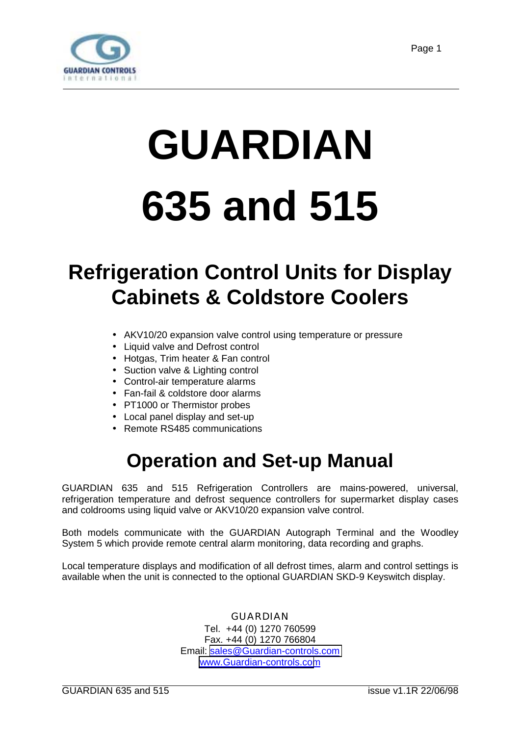# GUARDIAN

# 635 and 515

## Refrigeration Control Units for Display Cabinets & Coldstore Coolers

- AKV10/20 expansion valve control using temperature or pressure
- Liquid valve and Defrost control
- Hotgas, Trim heater & Fan control
- Suction valve & Lighting control
- Control-air temperature alarms
- Fan-fail & coldstore door alarms
- PT1000 or Thermistor probes
- Local panel display and set-up
- Remote RS485 communications

## Operation and Set-up Manual

GUARDIAN 635 and 515 Refrigeration Controllers are mains-powered, universal, refrigeration temperature and defrost sequence controllers for supermarket display cases and coldrooms using liquid valve or AKV10/20 expansion valve control.

Both models communicate with the GUARDIAN Autograph Terminal and the Woodley System 5 which provide remote central alarm monitoring, data recording and graphs.

Local temperature displays and modification of all defrost times, alarm and control settings is available when the unit is connected to the optional GUARDIAN SKD-9 Keyswitch display.

GUARDIAN
Tel. +44 (0) 1270 760599
Fax. +44 (0) 1270 766804
Email: sales@Guardian-controls.com
www.Guardian-controls.com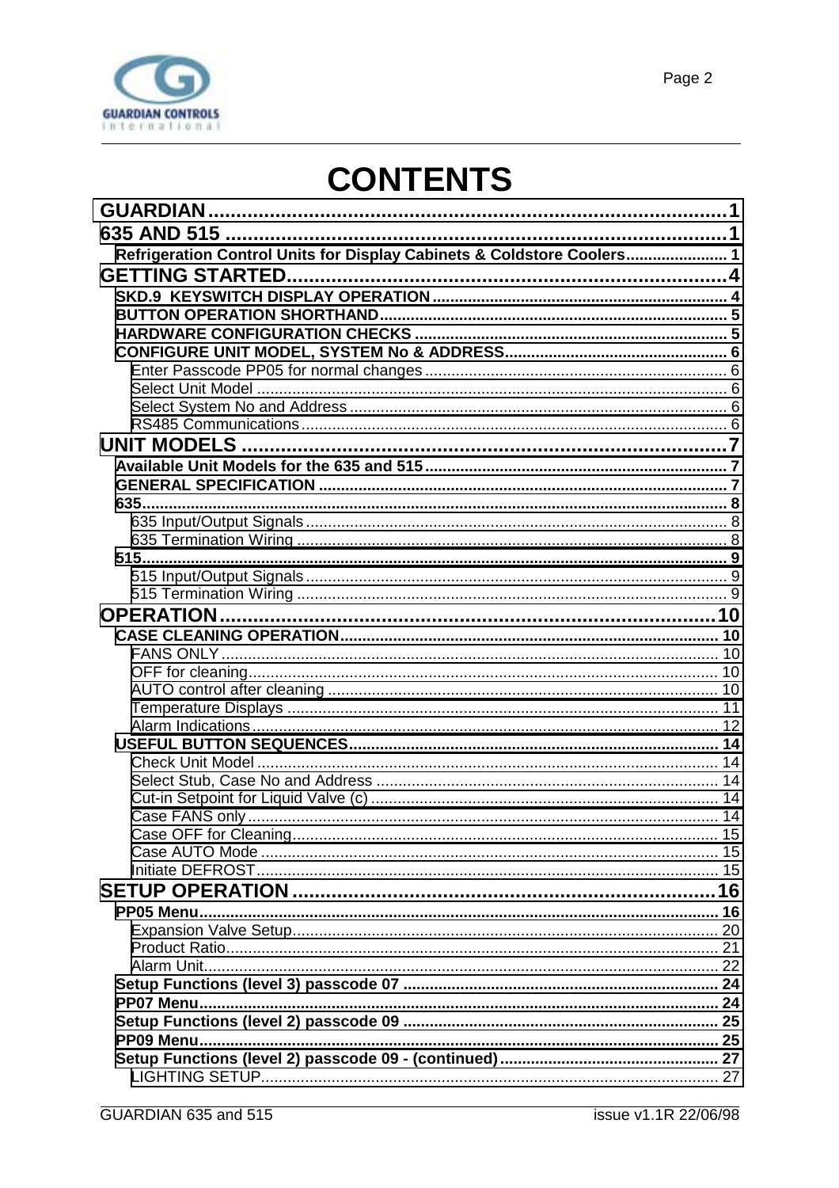# CONTENTS

GUARDIAN ............................................................................................ 1
635 AND 515 .......................................................................................... 1
- Refrigeration Control Units for Display Cabinets & Coldstore Coolers ....................... 1

GETTING STARTED ................................................................................ 4
- SKD.9 KEYSWITCH DISPLAY OPERATION .................................................................. 4
- BUTTON OPERATION SHORTHAND ............................................................................ 5
- HARDWARE CONFIGURATION CHECKS ....................................................................... 5
- CONFIGURE UNIT MODEL, SYSTEM No & ADDRESS .................................................. 6
  - Enter Passcode PP05 for normal changes ..................................................................... 6
  - Select Unit Model ............................................................................................................ 6
  - Select System No and Address ........................................................................................ 6
  - RS485 Communications ................................................................................................... 6

UNIT MODELS ......................................................................................... 7
- Available Unit Models for the 635 and 515 ..................................................................... 7
- GENERAL SPECIFICATION ............................................................................................ 7
- 635 ..................................................................................................................................... 8
  - 635 Input/Output Signals ................................................................................................. 8
  - 635 Termination Wiring ................................................................................................... 8
- 515 ..................................................................................................................................... 9
  - 515 Input/Output Signals ................................................................................................. 9
  - 515 Termination Wiring ................................................................................................... 9

OPERATION .......................................................................................... 10
- CASE CLEANING OPERATION ..................................................................................... 10
  - FANS ONLY .................................................................................................................... 10
  - OFF for cleaning .............................................................................................................. 10
  - AUTO control after cleaning ........................................................................................... 10
  - Temperature Displays ..................................................................................................... 11
  - Alarm Indications ............................................................................................................ 12
- USEFUL BUTTON SEQUENCES .................................................................................... 14
  - Check Unit Model ............................................................................................................ 14
  - Select Stub, Case No and Address .................................................................................. 14
  - Cut-in Setpoint for Liquid Valve (c) ................................................................................ 14
  - Case FANS only ............................................................................................................... 14
  - Case OFF for Cleaning .................................................................................................... 15
  - Case AUTO Mode ............................................................................................................ 15
  - Initiate DEFROST ............................................................................................................ 15

SETUP OPERATION ............................................................................. 16
- PP05 Menu ...................................................................................................................... 16
  - Expansion Valve Setup .................................................................................................... 20
  - Product Ratio .................................................................................................................. 21
  - Alarm Unit ....................................................................................................................... 22
- Setup Functions (level 3) passcode 07 ........................................................................... 24
- PP07 Menu ...................................................................................................................... 24
- Setup Functions (level 2) passcode 09 ........................................................................... 25
- PP09 Menu ...................................................................................................................... 25
- Setup Functions (level 2) passcode 09 - (continued) ..................................................... 27
  - LIGHTING SETUP ........................................................................................................... 27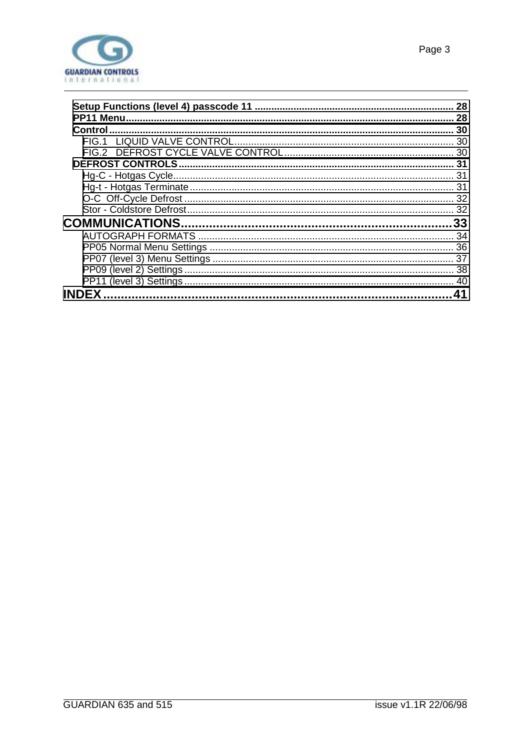**Setup Functions (level 4) passcode 11** ........................................................................ 28
**PP11 Menu**.................................................................................................................... 28
**Control**........................................................................................................................... 30
FIG.1 LIQUID VALVE CONTROL.............................................................................. 30
FIG.2 DEFROST CYCLE VALVE CONTROL............................................................ 30
**DEFROST CONTROLS**.................................................................................................. 31
Hg-C - Hotgas Cycle..................................................................................................... 31
Hg-t - Hotgas Terminate............................................................................................... 31
O-C Off-Cycle Defrost ................................................................................................. 32
Stor - Coldstore Defrost................................................................................................ 32
**COMMUNICATIONS**........................................................................................33
AUTOGRAPH FORMATS ............................................................................................ 34
PP05 Normal Menu Settings ........................................................................................ 36
PP07 (level 3) Menu Settings ....................................................................................... 37
PP09 (level 2) Settings................................................................................................. 38
PP11 (level 3) Settings................................................................................................. 40
**INDEX**....................................................................................................................41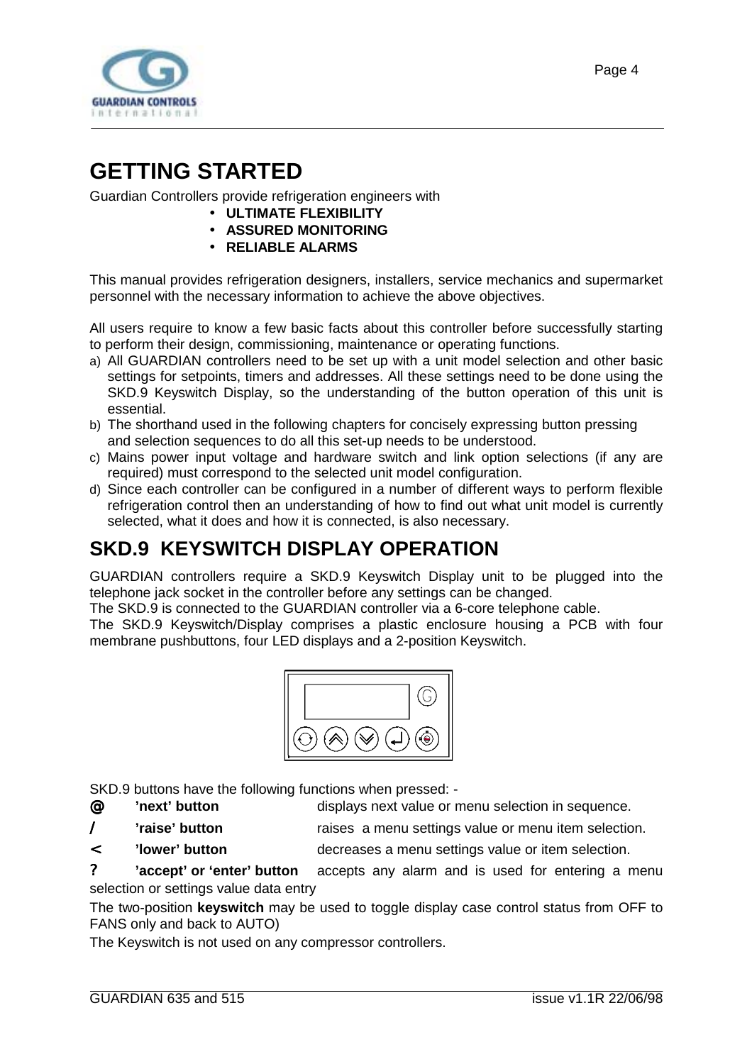# GETTING STARTED

Guardian Controllers provide refrigeration engineers with

- **ULTIMATE FLEXIBILITY**
- **ASSURED MONITORING**
- **RELIABLE ALARMS**

This manual provides refrigeration designers, installers, service mechanics and supermarket personnel with the necessary information to achieve the above objectives.

All users require to know a few basic facts about this controller before successfully starting to perform their design, commissioning, maintenance or operating functions.

a) All GUARDIAN controllers need to be set up with a unit model selection and other basic settings for setpoints, timers and addresses. All these settings need to be done using the SKD.9 Keyswitch Display, so the understanding of the button operation of this unit is essential.
b) The shorthand used in the following chapters for concisely expressing button pressing and selection sequences to do all this set-up needs to be understood.
c) Mains power input voltage and hardware switch and link option selections (if any are required) must correspond to the selected unit model configuration.
d) Since each controller can be configured in a number of different ways to perform flexible refrigeration control then an understanding of how to find out what unit model is currently selected, what it does and how it is connected, is also necessary.

## SKD.9 KEYSWITCH DISPLAY OPERATION

GUARDIAN controllers require a SKD.9 Keyswitch Display unit to be plugged into the telephone jack socket in the controller before any settings can be changed.

The SKD.9 is connected to the GUARDIAN controller via a 6-core telephone cable.

The SKD.9 Keyswitch/Display comprises a plastic enclosure housing a PCB with four membrane pushbuttons, four LED displays and a 2-position Keyswitch.

SKD.9 buttons have the following functions when pressed: -

| | | |
|---|---|---|
| @ | **'next' button** | displays next value or menu selection in sequence. |
| / | **'raise' button** | raises a menu settings value or menu item selection. |
| < | **'lower' button** | decreases a menu settings value or item selection. |
| ? | **'accept' or 'enter' button** | accepts any alarm and is used for entering a menu selection or settings value data entry |

The two-position **keyswitch** may be used to toggle display case control status from OFF to FANS only and back to AUTO)

The Keyswitch is not used on any compressor controllers.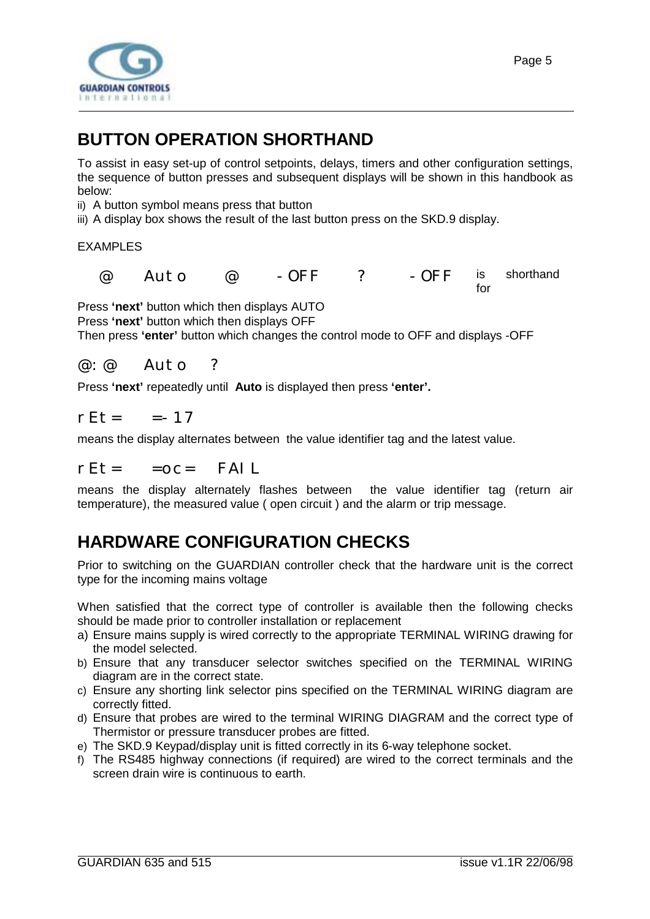## BUTTON OPERATION SHORTHAND

To assist in easy set-up of control setpoints, delays, timers and other configuration settings, the sequence of button presses and subsequent displays will be shown in this handbook as below:

ii) A button symbol means press that button

iii) A display box shows the result of the last button press on the SKD.9 display.

EXAMPLES

@ Auto @ -OFF ? -OFF is shorthand for

Press **'next'** button which then displays AUTO

Press **'next'** button which then displays OFF

Then press **'enter'** button which changes the control mode to OFF and displays -OFF

@:@ Auto ?

Press **'next'** repeatedly until **Auto** is displayed then press **'enter'.**

rEt= =-17

means the display alternates between the value identifier tag and the latest value.

rEt= =oc= FAIL

means the display alternately flashes between the value identifier tag (return air temperature), the measured value ( open circuit ) and the alarm or trip message.

## HARDWARE CONFIGURATION CHECKS

Prior to switching on the GUARDIAN controller check that the hardware unit is the correct type for the incoming mains voltage

When satisfied that the correct type of controller is available then the following checks should be made prior to controller installation or replacement

a) Ensure mains supply is wired correctly to the appropriate TERMINAL WIRING drawing for the model selected.
b) Ensure that any transducer selector switches specified on the TERMINAL WIRING diagram are in the correct state.
c) Ensure any shorting link selector pins specified on the TERMINAL WIRING diagram are correctly fitted.
d) Ensure that probes are wired to the terminal WIRING DIAGRAM and the correct type of Thermistor or pressure transducer probes are fitted.
e) The SKD.9 Keypad/display unit is fitted correctly in its 6-way telephone socket.
f) The RS485 highway connections (if required) are wired to the correct terminals and the screen drain wire is continuous to earth.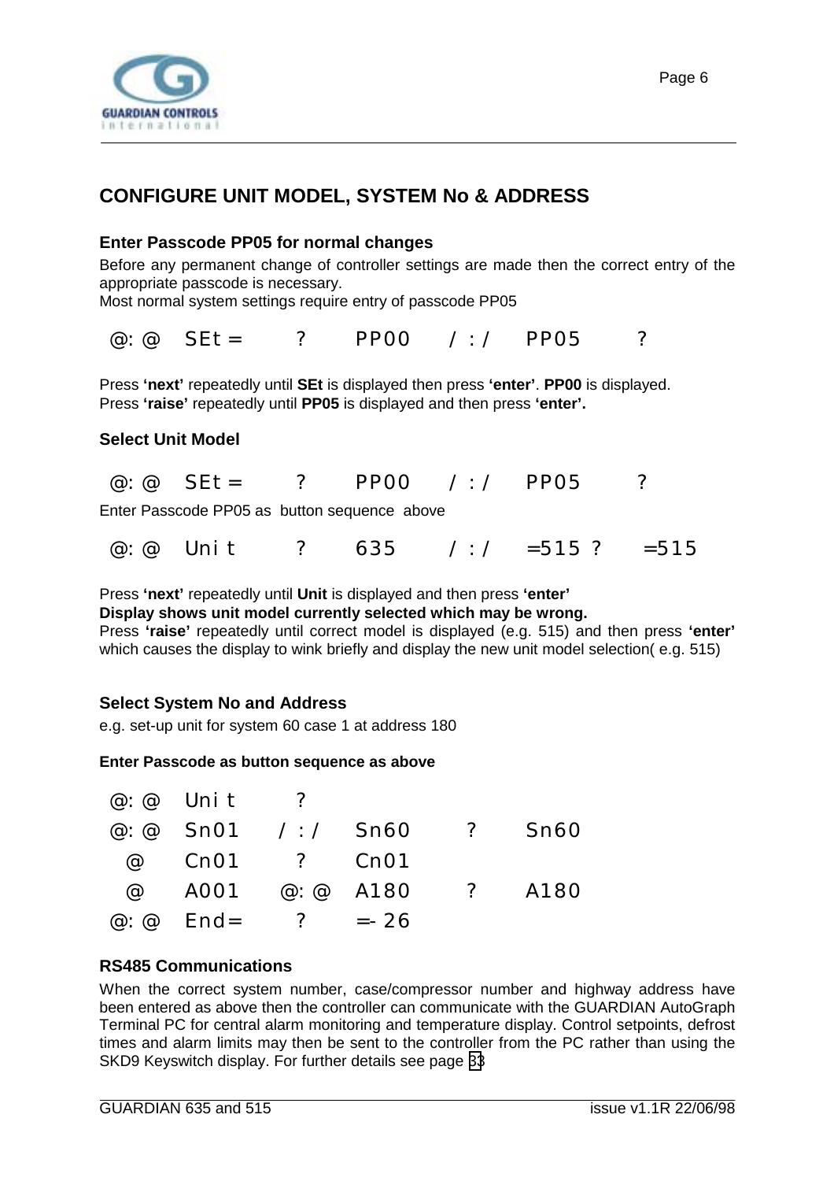## CONFIGURE UNIT MODEL, SYSTEM No & ADDRESS

### Enter Passcode PP05 for normal changes

Before any permanent change of controller settings are made then the correct entry of the appropriate passcode is necessary.
Most normal system settings require entry of passcode PP05

```
@: @   SEt =    ?    PP00   / : /   PP05    ?
```

Press **'next'** repeatedly until **SEt** is displayed then press **'enter'**. **PP00** is displayed.
Press **'raise'** repeatedly until **PP05** is displayed and then press **'enter'.**

### Select Unit Model

```
@: @   SEt =    ?    PP00   / : /   PP05    ?
```

Enter Passcode PP05 as button sequence above

```
@: @   Uni t    ?    635    / : /   =515 ?   =515
```

Press **'next'** repeatedly until **Unit** is displayed and then press **'enter'**
**Display shows unit model currently selected which may be wrong.**
Press **'raise'** repeatedly until correct model is displayed (e.g. 515) and then press **'enter'** which causes the display to wink briefly and display the new unit model selection( e.g. 515)

### Select System No and Address

e.g. set-up unit for system 60 case 1 at address 180

**Enter Passcode as button sequence as above**

```
@: @   Uni t    ?
@: @   Sn01   / : /   Sn60    ?    Sn60
  @    Cn01     ?     Cn01
  @    A001    @: @   A180    ?    A180
@: @   End=     ?     =- 26
```

### RS485 Communications

When the correct system number, case/compressor number and highway address have been entered as above then the controller can communicate with the GUARDIAN AutoGraph Terminal PC for central alarm monitoring and temperature display. Control setpoints, defrost times and alarm limits may then be sent to the controller from the PC rather than using the SKD9 Keyswitch display. For further details see page 33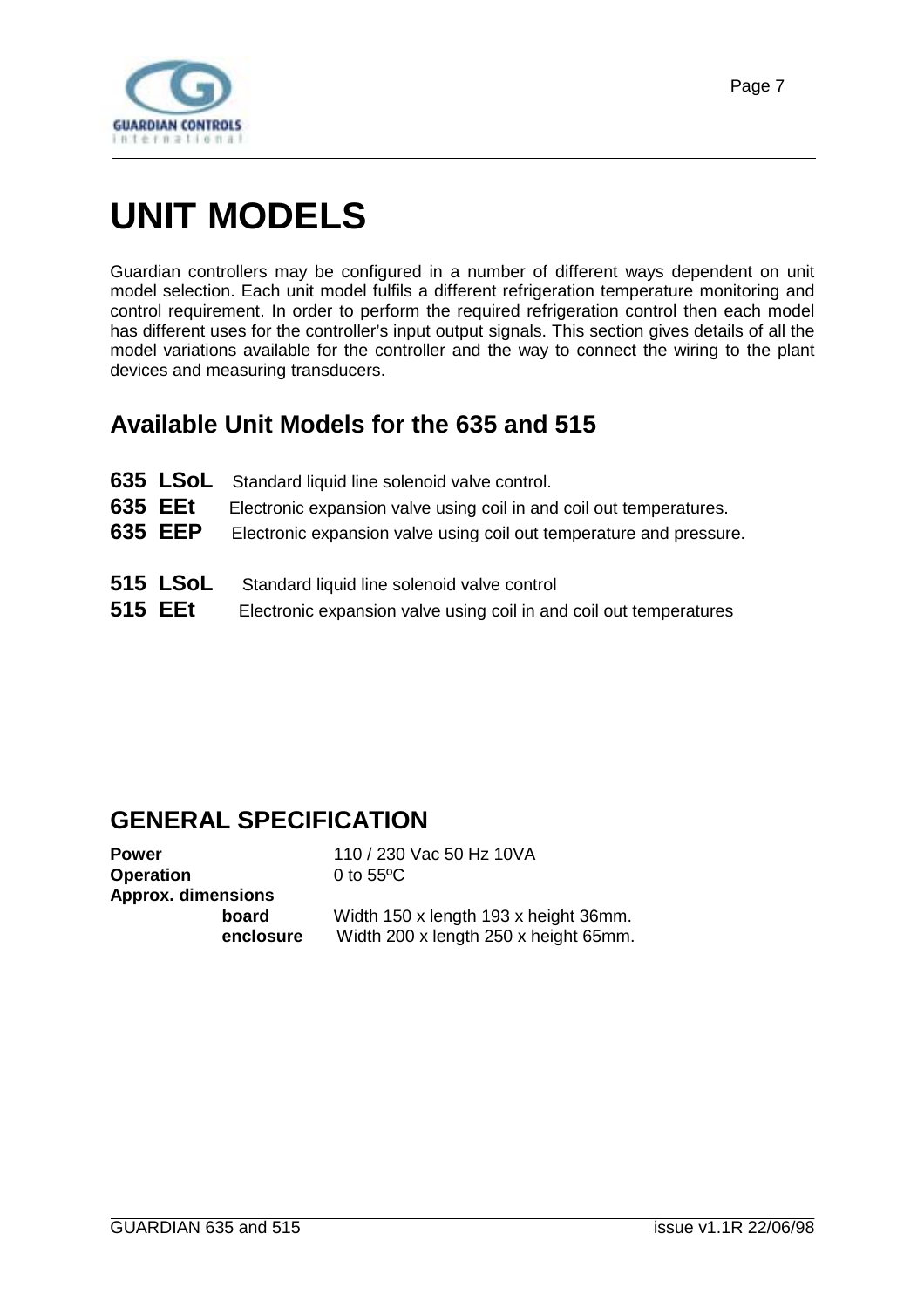# UNIT MODELS

Guardian controllers may be configured in a number of different ways dependent on unit model selection. Each unit model fulfils a different refrigeration temperature monitoring and control requirement. In order to perform the required refrigeration control then each model has different uses for the controller's input output signals. This section gives details of all the model variations available for the controller and the way to connect the wiring to the plant devices and measuring transducers.

## Available Unit Models for the 635 and 515

**635 LSoL** Standard liquid line solenoid valve control.
**635 EEt** Electronic expansion valve using coil in and coil out temperatures.
**635 EEP** Electronic expansion valve using coil out temperature and pressure.

**515 LSoL** Standard liquid line solenoid valve control
**515 EEt** Electronic expansion valve using coil in and coil out temperatures

## GENERAL SPECIFICATION

**Power** 110 / 230 Vac 50 Hz 10VA
**Operation** 0 to 55ºC
**Approx. dimensions**
**board** Width 150 x length 193 x height 36mm.
**enclosure** Width 200 x length 250 x height 65mm.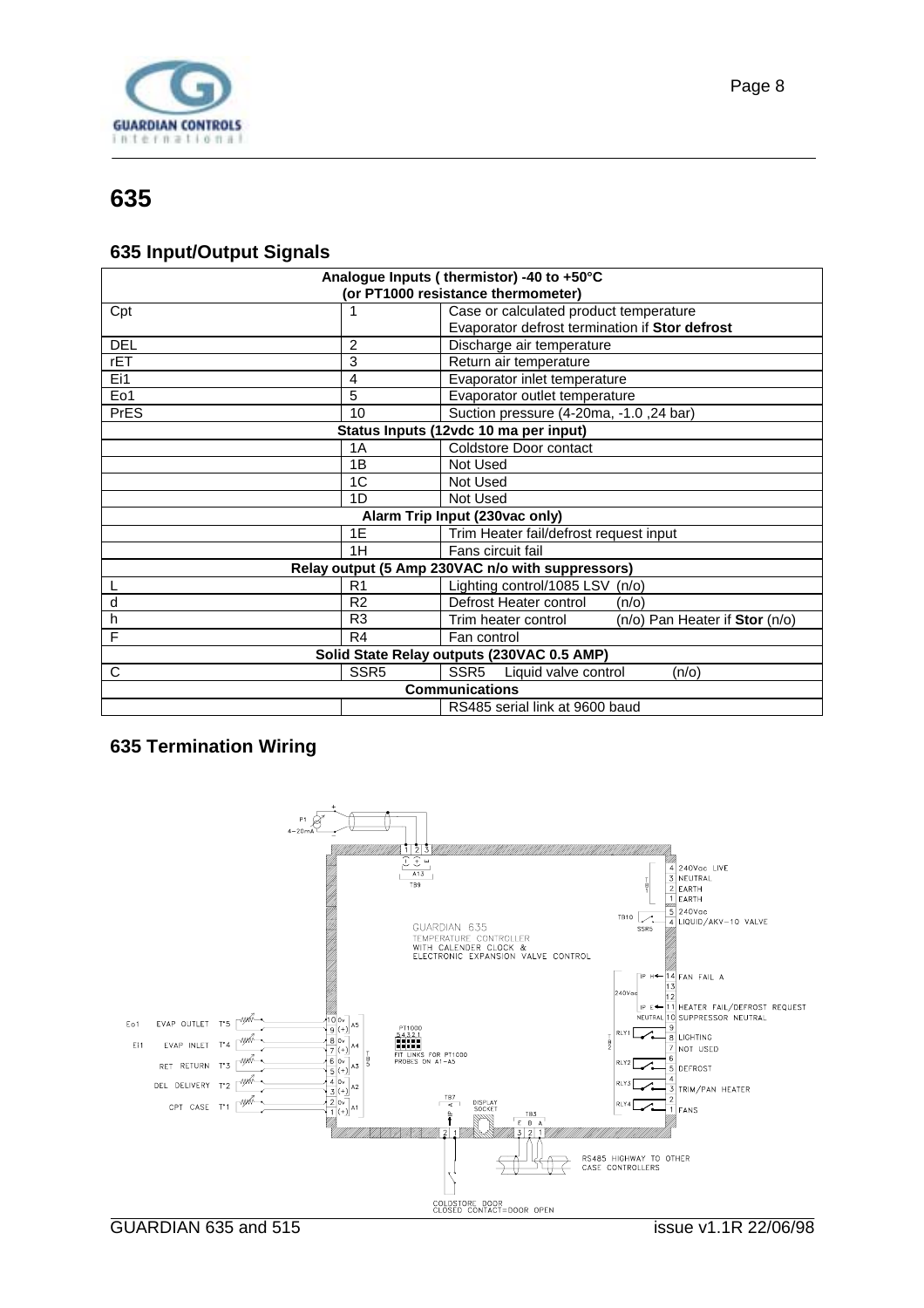# 635

## 635 Input/Output Signals

| Analogue Inputs ( thermistor) -40 to +50°C (or PT1000 resistance thermometer) | | |
|---|---|---|
| Cpt | 1 | Case or calculated product temperature<br>Evaporator defrost termination if **Stor defrost** |
| DEL | 2 | Discharge air temperature |
| rET | 3 | Return air temperature |
| Ei1 | 4 | Evaporator inlet temperature |
| Eo1 | 5 | Evaporator outlet temperature |
| PrES | 10 | Suction pressure (4-20ma, -1.0 ,24 bar) |
| **Status Inputs (12vdc 10 ma per input)** | | |
| | 1A | Coldstore Door contact |
| | 1B | Not Used |
| | 1C | Not Used |
| | 1D | Not Used |
| **Alarm Trip Input (230vac only)** | | |
| | 1E | Trim Heater fail/defrost request input |
| | 1H | Fans circuit fail |
| **Relay output (5 Amp 230VAC n/o with suppressors)** | | |
| L | R1 | Lighting control/1085 LSV (n/o) |
| d | R2 | Defrost Heater control (n/o) |
| h | R3 | Trim heater control (n/o) Pan Heater if **Stor** (n/o) |
| F | R4 | Fan control |
| **Solid State Relay outputs (230VAC 0.5 AMP)** | | |
| C | SSR5 | SSR5 Liquid valve control (n/o) |
| **Communications** | | |
| | | RS485 serial link at 9600 baud |

## 635 Termination Wiring

P1 4-20mA

1 2 3 (-) (+) E A13 TB9

GUARDIAN 635 TEMPERATURE CONTROLLER WITH CALENDER CLOCK & ELECTRONIC EXPANSION VALVE CONTROL

TB1: 4 240Vac LIVE, 3 NEUTRAL, 2 EARTH, 1 EARTH

TB10 SSR5: 5 240Vac, 4 LIQUID/AKV-10 VALVE

TB2: IP H 14 FAN FAIL A, 13, 240Vac 12, IP E 11 HEATER FAIL/DEFROST REQUEST, NEUTRAL 10 SUPPRESSOR NEUTRAL, 9, RLY1 8 LIGHTING, 7 NOT USED, 6, RLY2 5 DEFROST, 4, RLY3 3 TRIM/PAN HEATER, 2, RLY4 1 FANS

TB5: Eo1 EVAP OUTLET T°5 — 10 0v, 9 (+) A5; Ei1 EVAP INLET T°4 — 8 0v, 7 (+) A4; RET RETURN T°3 — 6 0v, 5 (+) A3; DEL DELIVERY T°2 — 4 0v, 3 (+) A2; CPT CASE T°1 — 2 0v, 1 (+) A1

PT1000 5 4 3 2 1 FIT LINKS FOR PT1000 PROBES ON A1-A5

TB7 A IP 2 1 — COLDSTORE DOOR CLOSED CONTACT=DOOR OPEN

DISPLAY SOCKET

TB3 E B A 3 2 1 — RS485 HIGHWAY TO OTHER CASE CONTROLLERS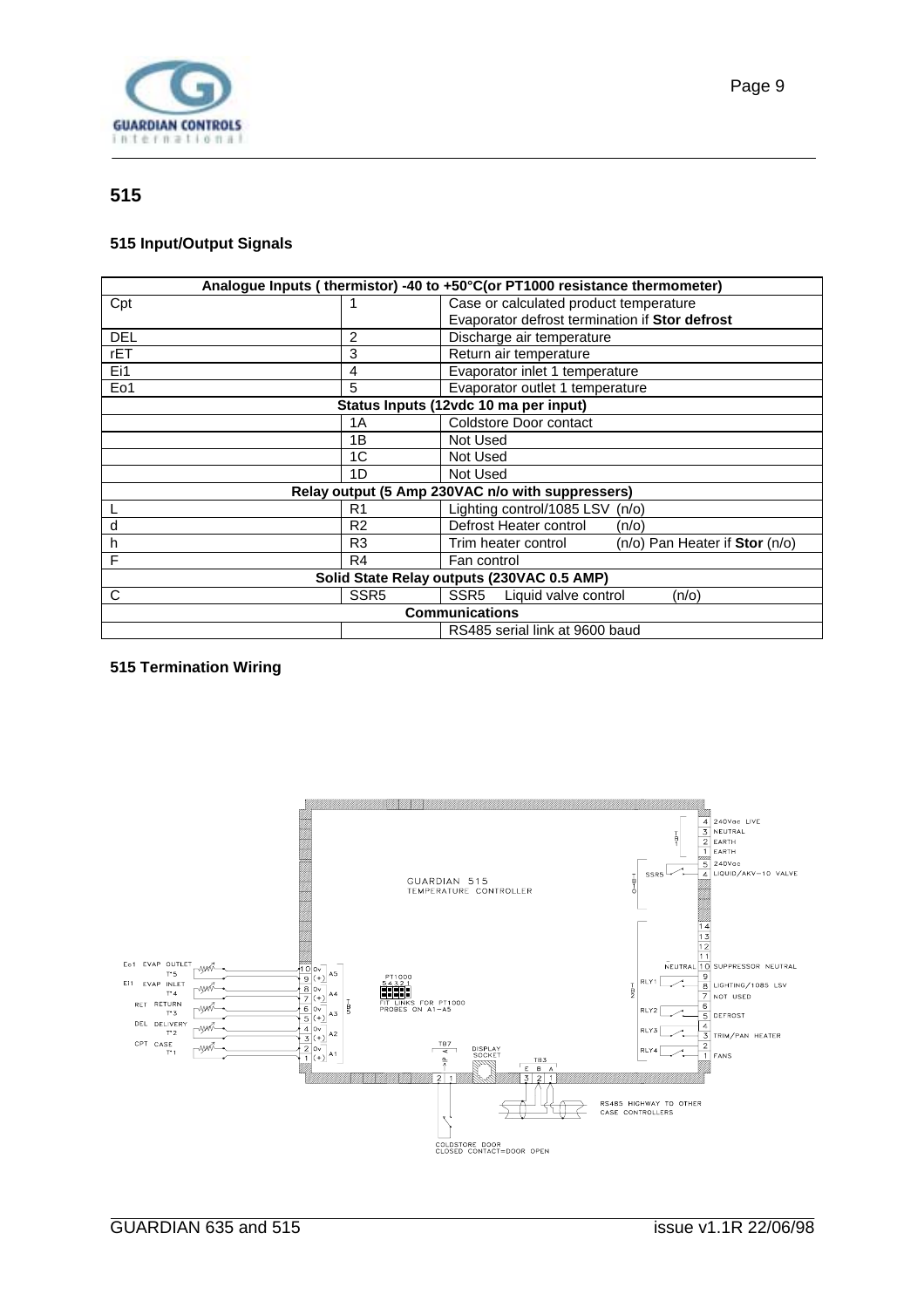# 515

## 515 Input/Output Signals

| Analogue Inputs ( thermistor) -40 to +50°C(or PT1000 resistance thermometer) | | |
|---|---|---|
| Cpt | 1 | Case or calculated product temperature<br>Evaporator defrost termination if **Stor defrost** |
| DEL | 2 | Discharge air temperature |
| rET | 3 | Return air temperature |
| Ei1 | 4 | Evaporator inlet 1 temperature |
| Eo1 | 5 | Evaporator outlet 1 temperature |
| **Status Inputs (12vdc 10 ma per input)** | | |
| | 1A | Coldstore Door contact |
| | 1B | Not Used |
| | 1C | Not Used |
| | 1D | Not Used |
| **Relay output (5 Amp 230VAC n/o with suppressers)** | | |
| L | R1 | Lighting control/1085 LSV (n/o) |
| d | R2 | Defrost Heater control (n/o) |
| h | R3 | Trim heater control (n/o) Pan Heater if **Stor** (n/o) |
| F | R4 | Fan control |
| **Solid State Relay outputs (230VAC 0.5 AMP)** | | |
| C | SSR5 | SSR5 Liquid valve control (n/o) |
| **Communications** | | |
| | | RS485 serial link at 9600 baud |

## 515 Termination Wiring

GUARDIAN 515
TEMPERATURE CONTROLLER

TB1: 4 240Vac LIVE; 3 NEUTRAL; 2 EARTH; 1 EARTH
TB6 (SSR5): 5 240Vac; 4 LIQUID/AKV-10 VALVE
TB2: 14; 13; 12; 11; 10 NEUTRAL SUPPRESSOR NEUTRAL; 9, 8 (RLY1) LIGHTING/1085 LSV; 7 NOT USED; 6, 5 (RLY2) DEFROST; 4, 3 (RLY3) TRIM/PAN HEATER; 2, 1 (RLY4) FANS

TB5: 10 0v, 9 (+) A5 — Eo1 EVAP OUTLET T°5; 8 0v, 7 (+) A4 — Ei1 EVAP INLET T°4; 6 0v, 5 (+) A3 — RET RETURN T°3; 4 0v, 3 (+) A2 — DEL DELIVERY T°2; 2 0v, 1 (+) A1 — CPT CASE T°1

PT1000 5 4 3 2 1 — FIT LINKS FOR PT1000 PROBES ON A1–A5

TB7: 2 1 (A) — COLDSTORE DOOR CLOSED CONTACT=DOOR OPEN

DISPLAY SOCKET

TB3: E B A (3 2 1) — RS485 HIGHWAY TO OTHER CASE CONTROLLERS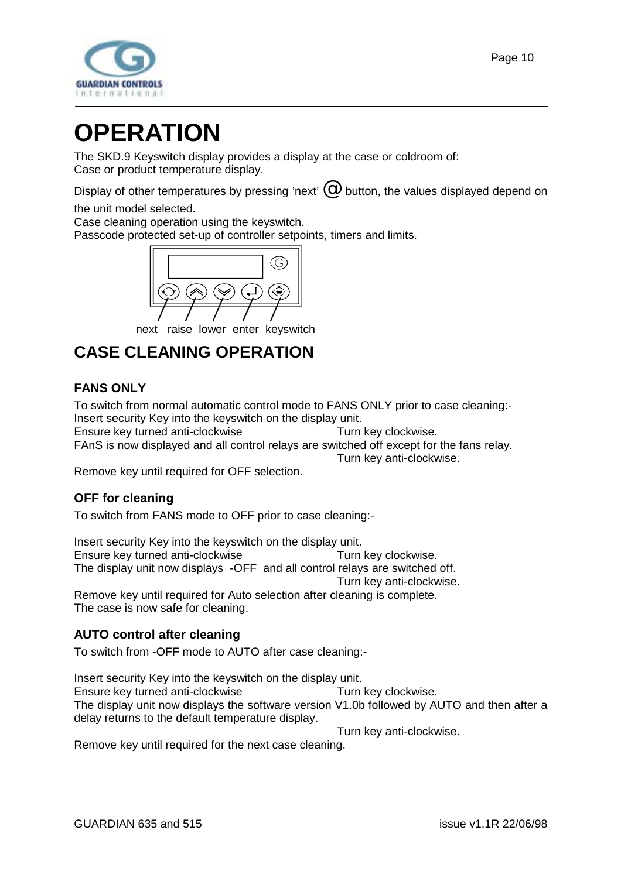# OPERATION

The SKD.9 Keyswitch display provides a display at the case or coldroom of:
Case or product temperature display.

Display of other temperatures by pressing 'next' @ button, the values displayed depend on the unit model selected.
Case cleaning operation using the keyswitch.
Passcode protected set-up of controller setpoints, timers and limits.

next raise lower enter keyswitch

## CASE CLEANING OPERATION

### FANS ONLY

To switch from normal automatic control mode to FANS ONLY prior to case cleaning:-
Insert security Key into the keyswitch on the display unit.
Ensure key turned anti-clockwise Turn key clockwise.
FAnS is now displayed and all control relays are switched off except for the fans relay.
Turn key anti-clockwise.
Remove key until required for OFF selection.

### OFF for cleaning

To switch from FANS mode to OFF prior to case cleaning:-

Insert security Key into the keyswitch on the display unit.
Ensure key turned anti-clockwise Turn key clockwise.
The display unit now displays -OFF and all control relays are switched off.
Turn key anti-clockwise.
Remove key until required for Auto selection after cleaning is complete.
The case is now safe for cleaning.

### AUTO control after cleaning

To switch from -OFF mode to AUTO after case cleaning:-

Insert security Key into the keyswitch on the display unit.
Ensure key turned anti-clockwise Turn key clockwise.
The display unit now displays the software version V1.0b followed by AUTO and then after a delay returns to the default temperature display.
Turn key anti-clockwise.
Remove key until required for the next case cleaning.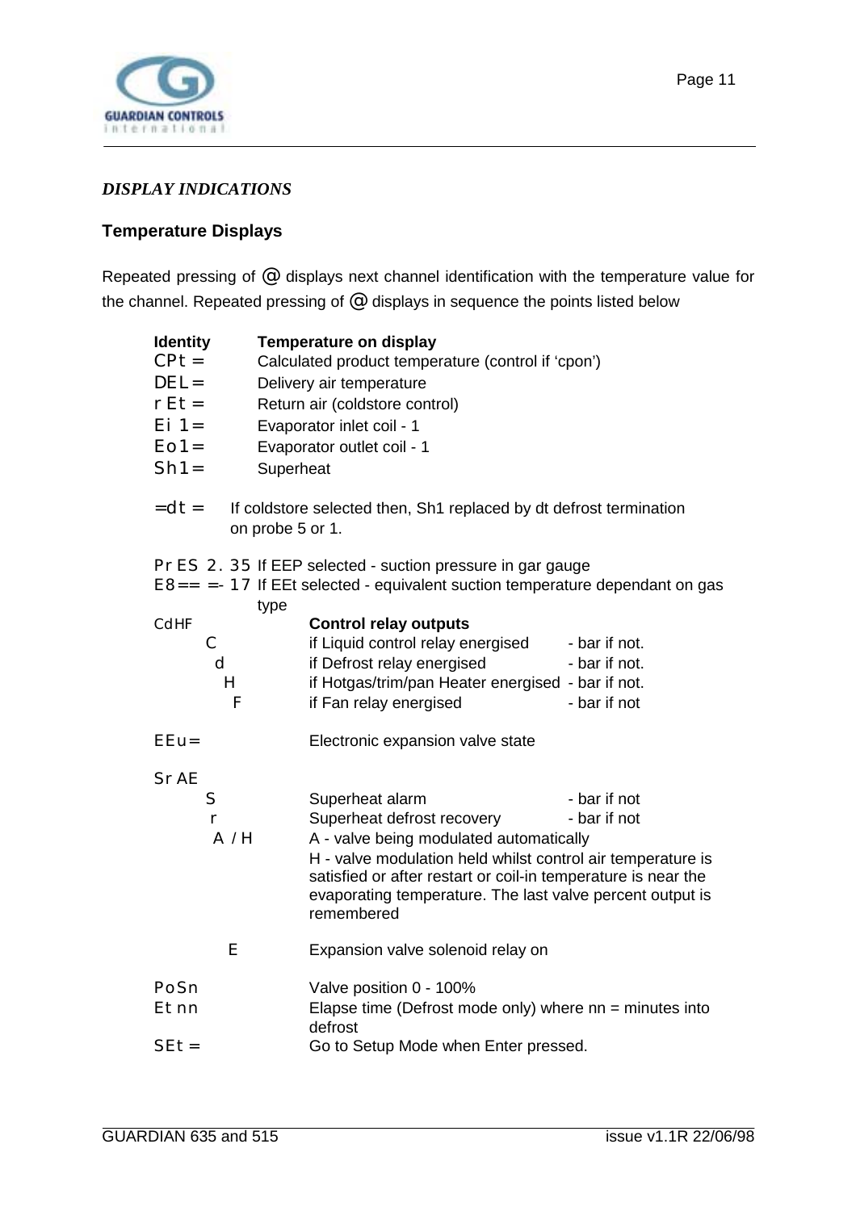## *DISPLAY INDICATIONS*

### Temperature Displays

Repeated pressing of @ displays next channel identification with the temperature value for the channel. Repeated pressing of @ displays in sequence the points listed below

| Identity | Temperature on display |
|---|---|
| CPt = | Calculated product temperature (control if 'cpon') |
| DEL = | Delivery air temperature |
| rEt = | Return air (coldstore control) |
| Ei 1= | Evaporator inlet coil - 1 |
| Eo1= | Evaporator outlet coil - 1 |
| Sh1= | Superheat |

=dt = If coldstore selected then, Sh1 replaced by dt defrost termination on probe 5 or 1.

PrES 2. 35 If EEP selected - suction pressure in gar gauge
E8== =- 17 If EEt selected - equivalent suction temperature dependant on gas type

| CdHF | Control relay outputs | |
|---|---|---|
| C | if Liquid control relay energised | - bar if not. |
| d | if Defrost relay energised | - bar if not. |
| H | if Hotgas/trim/pan Heater energised | - bar if not. |
| F | if Fan relay energised | - bar if not |

EEu= Electronic expansion valve state

SrAE

| | | |
|---|---|---|
| S | Superheat alarm | - bar if not |
| r | Superheat defrost recovery | - bar if not |
| A / H | A - valve being modulated automatically<br>H - valve modulation held whilst control air temperature is satisfied or after restart or coil-in temperature is near the evaporating temperature. The last valve percent output is remembered | |
| E | Expansion valve solenoid relay on | |

| | |
|---|---|
| PoSn | Valve position 0 - 100% |
| Et nn | Elapse time (Defrost mode only) where nn = minutes into defrost |
| SEt = | Go to Setup Mode when Enter pressed. |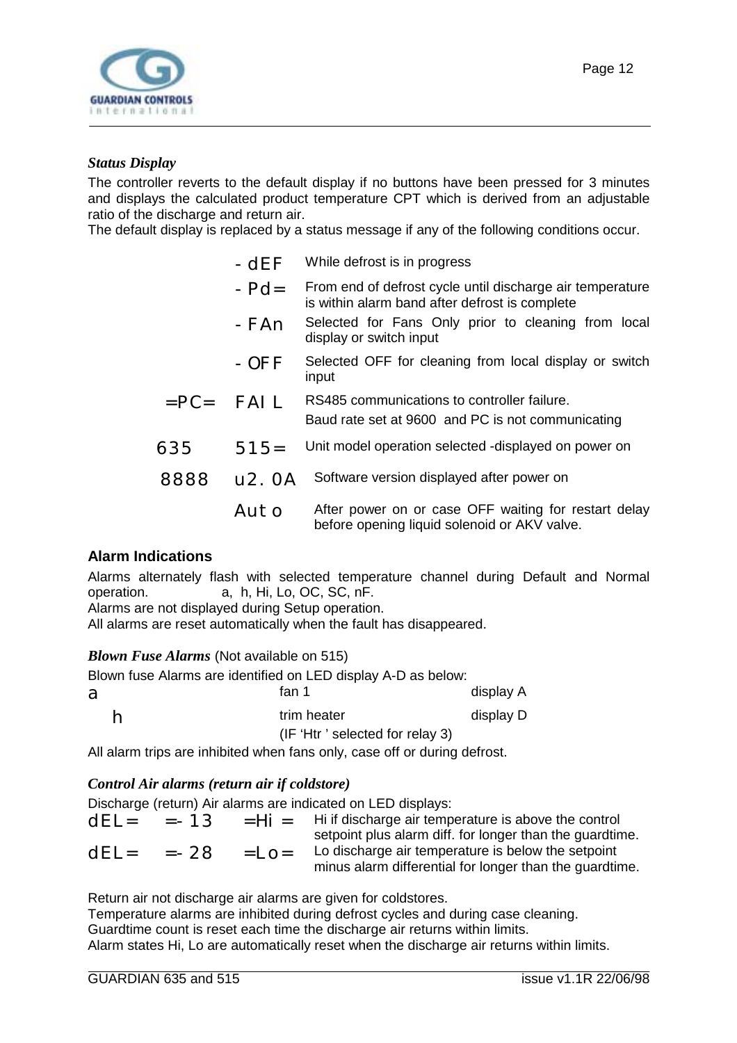*Status Display*

The controller reverts to the default display if no buttons have been pressed for 3 minutes and displays the calculated product temperature CPT which is derived from an adjustable ratio of the discharge and return air.

The default display is replaced by a status message if any of the following conditions occur.

| | | |
|---|---|---|
| | -dEF | While defrost is in progress |
| | -Pd= | From end of defrost cycle until discharge air temperature is within alarm band after defrost is complete |
| | -FAn | Selected for Fans Only prior to cleaning from local display or switch input |
| | -OFF | Selected OFF for cleaning from local display or switch input |
| =PC= | FAIL | RS485 communications to controller failure.<br>Baud rate set at 9600 and PC is not communicating |
| 635 | 515= | Unit model operation selected -displayed on power on |
| 8888 | u2.0A | Software version displayed after power on |
| | Auto | After power on or case OFF waiting for restart delay before opening liquid solenoid or AKV valve. |

**Alarm Indications**

Alarms alternately flash with selected temperature channel during Default and Normal operation. a, h, Hi, Lo, OC, SC, nF.

Alarms are not displayed during Setup operation.

All alarms are reset automatically when the fault has disappeared.

***Blown Fuse Alarms*** (Not available on 515)

Blown fuse Alarms are identified on LED display A-D as below:

| | | |
|---|---|---|
| a | fan 1 | display A |
| h | trim heater<br>(IF 'Htr ' selected for relay 3) | display D |

All alarm trips are inhibited when fans only, case off or during defrost.

*Control Air alarms (return air if coldstore)*

Discharge (return) Air alarms are indicated on LED displays:

| | | | |
|---|---|---|---|
| dEL= | =-13 | =Hi = | Hi if discharge air temperature is above the control setpoint plus alarm diff. for longer than the guardtime. |
| dEL= | =-28 | =Lo= | Lo discharge air temperature is below the setpoint minus alarm differential for longer than the guardtime. |

Return air not discharge air alarms are given for coldstores.

Temperature alarms are inhibited during defrost cycles and during case cleaning.

Guardtime count is reset each time the discharge air returns within limits.

Alarm states Hi, Lo are automatically reset when the discharge air returns within limits.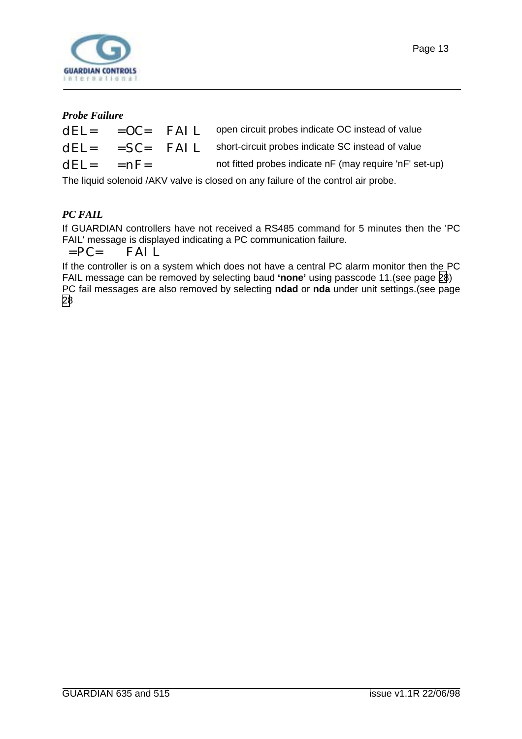### *Probe Failure*

| | | |
|---|---|---|
| dEL= =OC= FAIL | | open circuit probes indicate OC instead of value |
| dEL= =SC= FAIL | | short-circuit probes indicate SC instead of value |
| dEL= =nF= | | not fitted probes indicate nF (may require 'nF' set-up) |

The liquid solenoid /AKV valve is closed on any failure of the control air probe.

### *PC FAIL*

If GUARDIAN controllers have not received a RS485 command for 5 minutes then the 'PC FAIL' message is displayed indicating a PC communication failure.

=PC= FAIL

If the controller is on a system which does not have a central PC alarm monitor then the PC FAIL message can be removed by selecting baud **'none'** using passcode 11.(see page 28)
PC fail messages are also removed by selecting **ndad** or **nda** under unit settings.(see page 28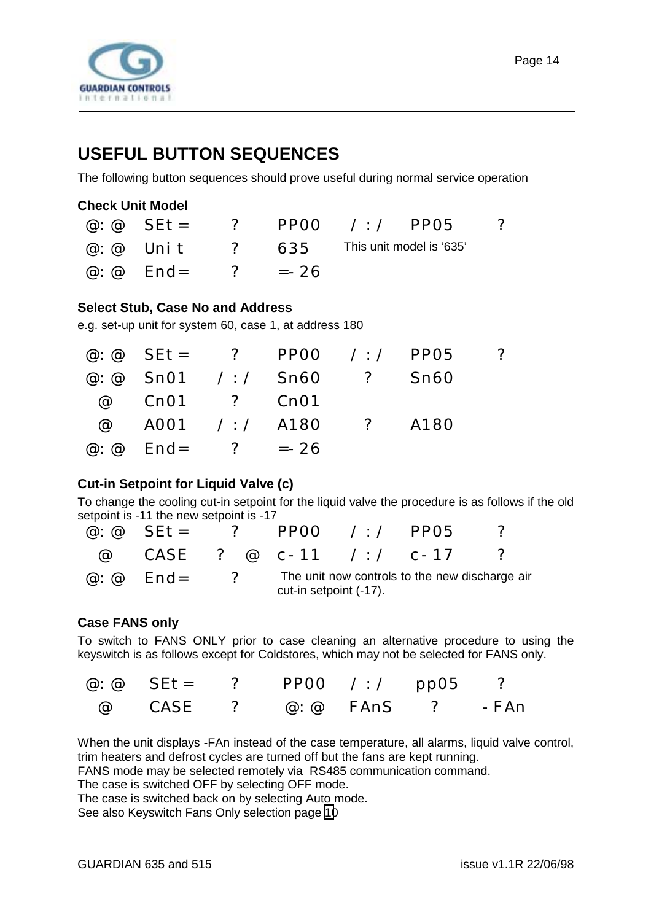## USEFUL BUTTON SEQUENCES

The following button sequences should prove useful during normal service operation

### Check Unit Model

| | | | | | | |
|---|---|---|---|---|---|---|
| @: @ | SEt = | ? | PP00 | / : / | PP05 | ? |
| @: @ | Uni t | ? | 635 | This unit model is '635' | | |
| @: @ | End= | ? | =- 26 | | | |

### Select Stub, Case No and Address

e.g. set-up unit for system 60, case 1, at address 180

| | | | | | | |
|---|---|---|---|---|---|---|
| @: @ | SEt = | ? | PP00 | / : / | PP05 | ? |
| @: @ | Sn01 | / : / | Sn60 | ? | Sn60 | |
| @ | Cn01 | ? | Cn01 | | | |
| @ | A001 | / : / | A180 | ? | A180 | |
| @: @ | End= | ? | =- 26 | | | |

### Cut-in Setpoint for Liquid Valve (c)

To change the cooling cut-in setpoint for the liquid valve the procedure is as follows if the old setpoint is -11 the new setpoint is -17

| | | | | | | | |
|---|---|---|---|---|---|---|---|
| @: @ | SEt = | ? | | PP00 | / : / | PP05 | ? |
| @ | CASE | ? | @ | c- 11 | / : / | c- 17 | ? |
| @: @ | End= | ? | | The unit now controls to the new discharge air cut-in setpoint (-17). | | | |

### Case FANS only

To switch to FANS ONLY prior to case cleaning an alternative procedure to using the keyswitch is as follows except for Coldstores, which may not be selected for FANS only.

| | | | | | | | |
|---|---|---|---|---|---|---|---|
| @: @ | SEt = | ? | PP00 | / : / | pp05 | ? | |
| @ | CASE | ? | @: @ | FAnS | ? | - FAn | |

When the unit displays -FAn instead of the case temperature, all alarms, liquid valve control, trim heaters and defrost cycles are turned off but the fans are kept running.
FANS mode may be selected remotely via RS485 communication command.
The case is switched OFF by selecting OFF mode.
The case is switched back on by selecting Auto mode.
See also Keyswitch Fans Only selection page 10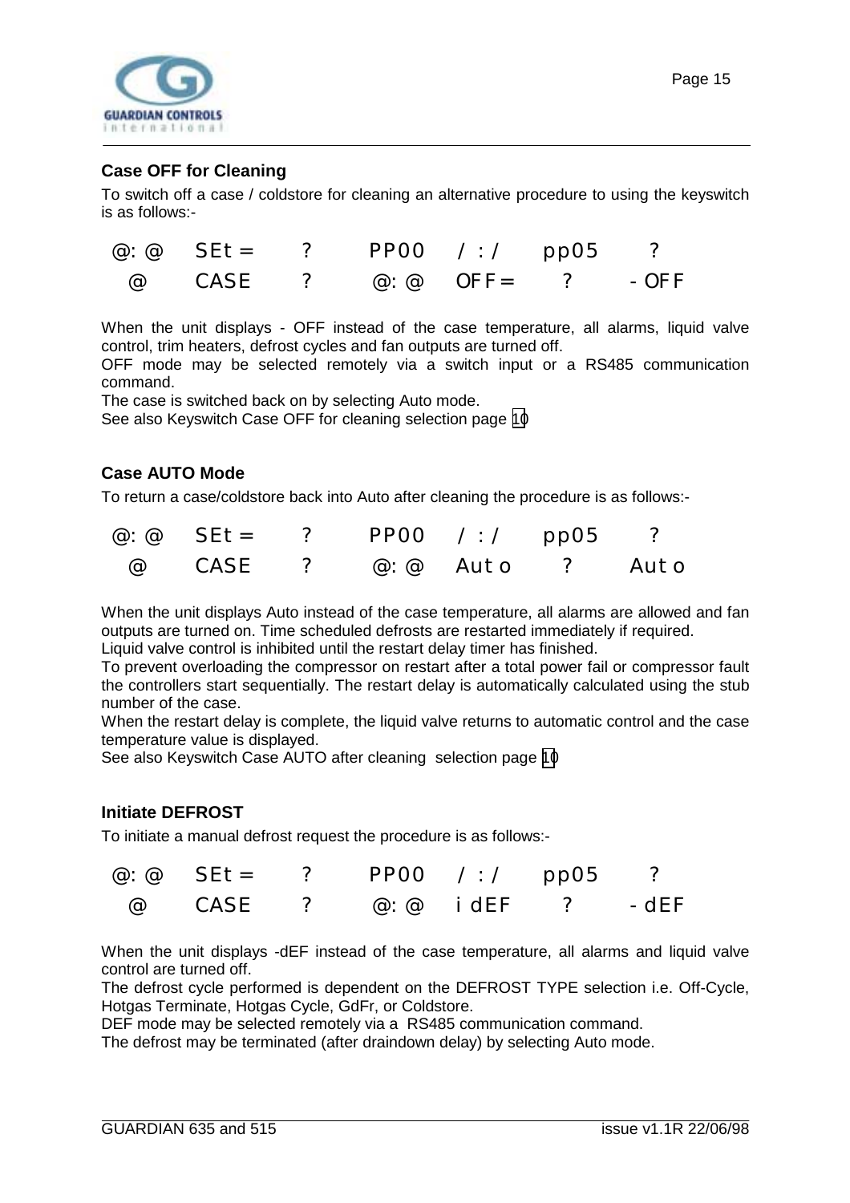## Case OFF for Cleaning

To switch off a case / coldstore for cleaning an alternative procedure to using the keyswitch is as follows:-

```
@:@   SEt=   ?   PP00   /:/   pp05   ?
 @    CASE   ?   @:@    OFF=   ?    -OFF
```

When the unit displays - OFF instead of the case temperature, all alarms, liquid valve control, trim heaters, defrost cycles and fan outputs are turned off.
OFF mode may be selected remotely via a switch input or a RS485 communication command.
The case is switched back on by selecting Auto mode.
See also Keyswitch Case OFF for cleaning selection page 10

## Case AUTO Mode

To return a case/coldstore back into Auto after cleaning the procedure is as follows:-

```
@:@   SEt=   ?   PP00   /:/   pp05   ?
 @    CASE   ?   @:@    Auto   ?    Auto
```

When the unit displays Auto instead of the case temperature, all alarms are allowed and fan outputs are turned on. Time scheduled defrosts are restarted immediately if required.
Liquid valve control is inhibited until the restart delay timer has finished.
To prevent overloading the compressor on restart after a total power fail or compressor fault the controllers start sequentially. The restart delay is automatically calculated using the stub number of the case.
When the restart delay is complete, the liquid valve returns to automatic control and the case temperature value is displayed.
See also Keyswitch Case AUTO after cleaning selection page 10

## Initiate DEFROST

To initiate a manual defrost request the procedure is as follows:-

```
@:@   SEt=   ?   PP00   /:/   pp05   ?
 @    CASE   ?   @:@    idEF   ?    -dEF
```

When the unit displays -dEF instead of the case temperature, all alarms and liquid valve control are turned off.
The defrost cycle performed is dependent on the DEFROST TYPE selection i.e. Off-Cycle, Hotgas Terminate, Hotgas Cycle, GdFr, or Coldstore.
DEF mode may be selected remotely via a RS485 communication command.
The defrost may be terminated (after draindown delay) by selecting Auto mode.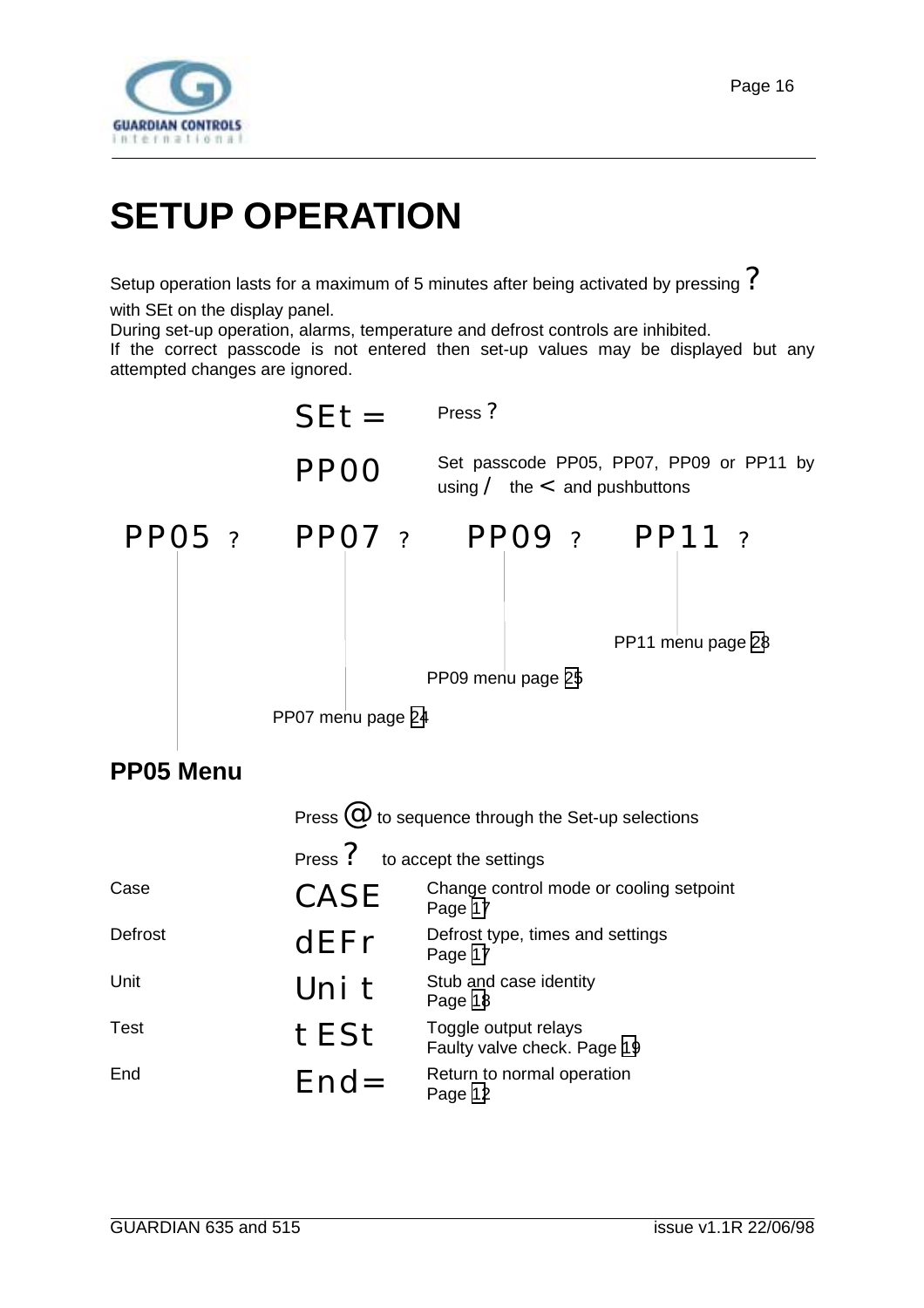# SETUP OPERATION

Setup operation lasts for a maximum of 5 minutes after being activated by pressing ? with SEt on the display panel.
During set-up operation, alarms, temperature and defrost controls are inhibited.
If the correct passcode is not entered then set-up values may be displayed but any attempted changes are ignored.

| | |
|---|---|
| SEt = | Press ? |
| PP00 | Set passcode PP05, PP07, PP09 or PP11 by using / the < and pushbuttons |

PP05 ?    PP07 ?    PP09 ?    PP11 ?

PP11 menu page 28

PP09 menu page 25

PP07 menu page 24

## PP05 Menu

Press @ to sequence through the Set-up selections

Press ? to accept the settings

| | | |
|---|---|---|
| Case | CASE | Change control mode or cooling setpoint Page 17 |
| Defrost | dEFr | Defrost type, times and settings Page 17 |
| Unit | Uni t | Stub and case identity Page 18 |
| Test | t ESt | Toggle output relays Faulty valve check. Page 19 |
| End | End= | Return to normal operation Page 12 |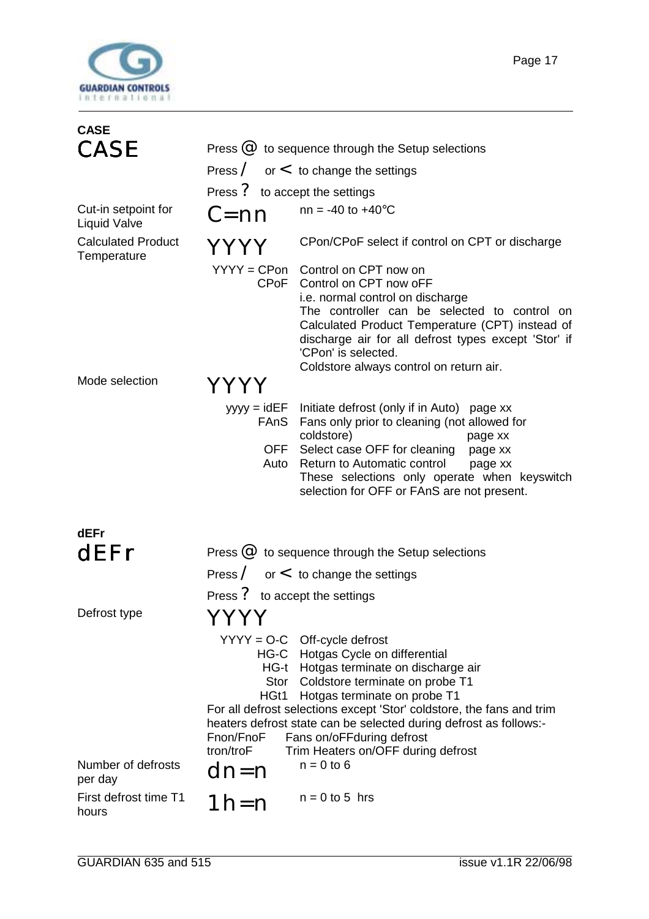## CASE

**CASE**

Press @ to sequence through the Setup selections

Press / or < to change the settings

Press ? to accept the settings

| | | |
|---|---|---|
| Cut-in setpoint for Liquid Valve | C=nn | nn = -40 to +40°C |
| Calculated Product Temperature | YYYY | CPon/CPoF select if control on CPT or discharge |
| | YYYY = CPon | Control on CPT now on |
| | CPoF | Control on CPT now oFF<br>i.e. normal control on discharge<br>The controller can be selected to control on Calculated Product Temperature (CPT) instead of discharge air for all defrost types except 'Stor' if 'CPon' is selected.<br>Coldstore always control on return air. |
| Mode selection | YYYY | |
| | yyyy = idEF | Initiate defrost (only if in Auto) page xx |
| | FAnS | Fans only prior to cleaning (not allowed for coldstore) page xx |
| | OFF | Select case OFF for cleaning page xx |
| | Auto | Return to Automatic control page xx<br>These selections only operate when keyswitch selection for OFF or FAnS are not present. |

## dEFr

**dEFr**

Press @ to sequence through the Setup selections

Press / or < to change the settings

Press ? to accept the settings

| | | |
|---|---|---|
| Defrost type | YYYY | |
| | YYYY = O-C | Off-cycle defrost |
| | HG-C | Hotgas Cycle on differential |
| | HG-t | Hotgas terminate on discharge air |
| | Stor | Coldstore terminate on probe T1 |
| | HGt1 | Hotgas terminate on probe T1 |

For all defrost selections except 'Stor' coldstore, the fans and trim heaters defrost state can be selected during defrost as follows:-

Fnon/FnoF Fans on/oFFduring defrost

tron/troF Trim Heaters on/OFF during defrost

| | | |
|---|---|---|
| Number of defrosts per day | dn=n | n = 0 to 6 |
| First defrost time T1 hours | 1h=n | n = 0 to 5 hrs |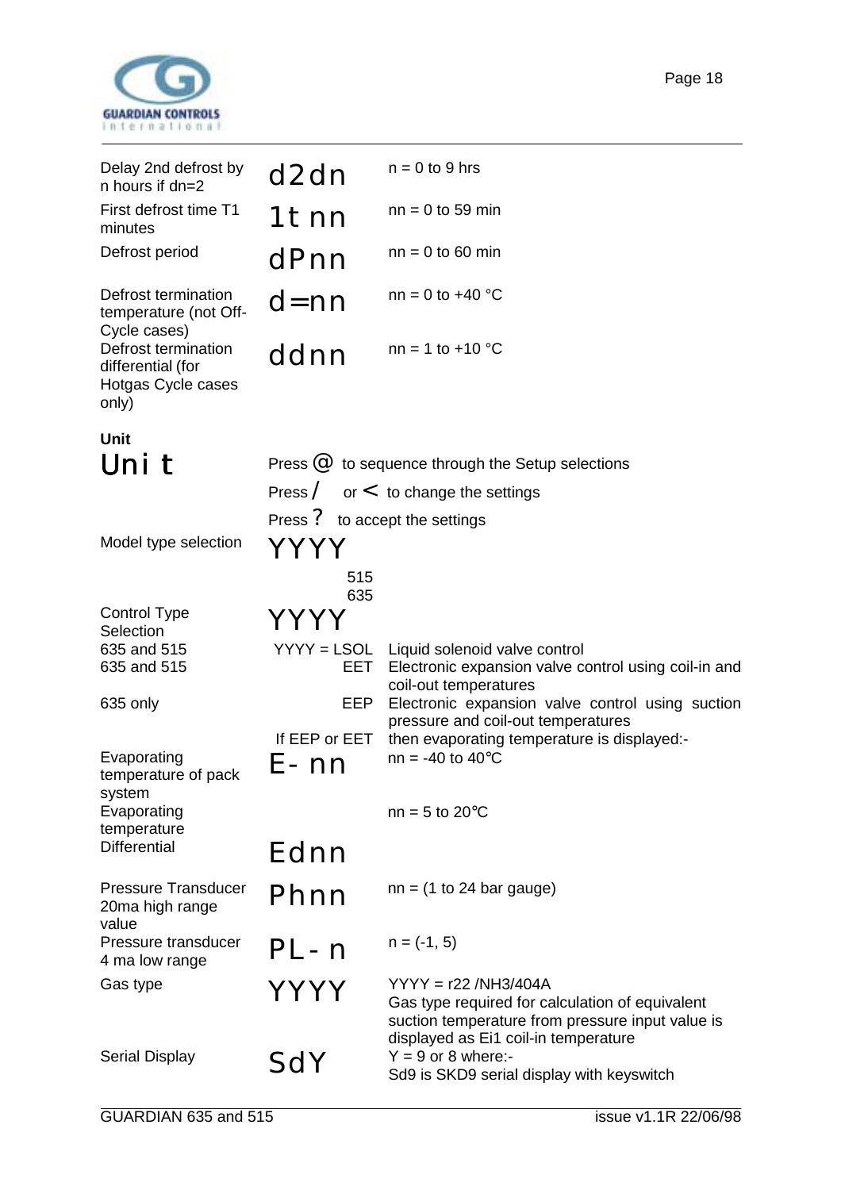| | | |
|---|---|---|
| Delay 2nd defrost by n hours if dn=2 | d2dn | n = 0 to 9 hrs |
| First defrost time T1 minutes | 1t nn | nn = 0 to 59 min |
| Defrost period | dPnn | nn = 0 to 60 min |
| Defrost termination temperature (not Off-Cycle cases) | d=nn | nn = 0 to +40 °C |
| Defrost termination differential (for Hotgas Cycle cases only) | ddnn | nn = 1 to +10 °C |

**Unit**

# Uni t

Press @ to sequence through the Setup selections

Press / or < to change the settings

Press ? to accept the settings

| | | |
|---|---|---|
| Model type selection | YYYY<br>515<br>635 | |
| Control Type Selection | YYYY | |
| 635 and 515 | YYYY = LSOL | Liquid solenoid valve control |
| 635 and 515 | EET | Electronic expansion valve control using coil-in and coil-out temperatures |
| 635 only | EEP | Electronic expansion valve control using suction pressure and coil-out temperatures |
| | If EEP or EET | then evaporating temperature is displayed:- |
| Evaporating temperature of pack system | E- nn | nn = -40 to 40°C |
| Evaporating temperature Differential | Ednn | nn = 5 to 20°C |
| Pressure Transducer 20ma high range value | Phnn | nn = (1 to 24 bar gauge) |
| Pressure transducer 4 ma low range | PL- n | n = (-1, 5) |
| Gas type | YYYY | YYYY = r22 /NH3/404A<br>Gas type required for calculation of equivalent suction temperature from pressure input value is displayed as Ei1 coil-in temperature |
| Serial Display | SdY | Y = 9 or 8 where:-<br>Sd9 is SKD9 serial display with keyswitch |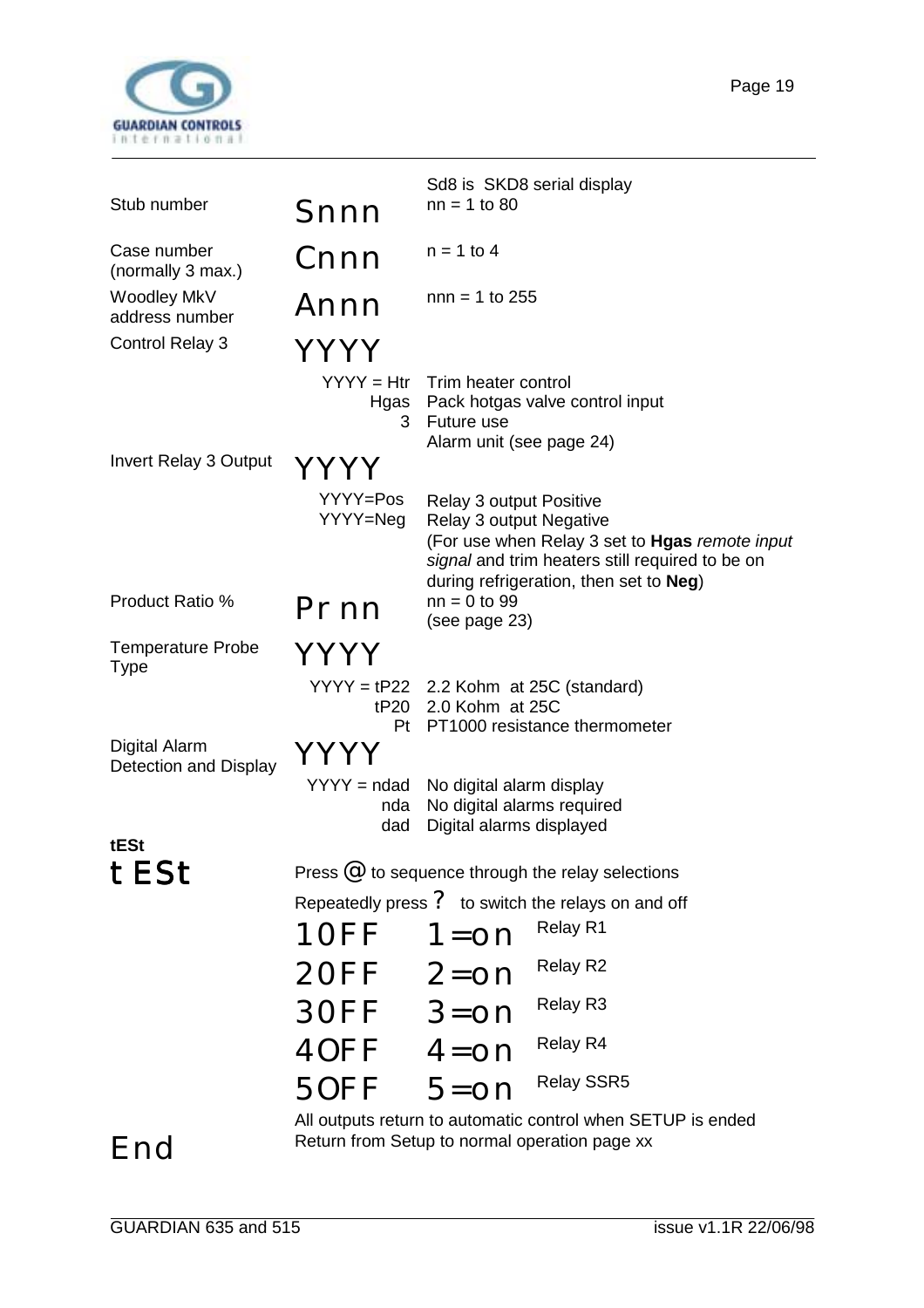| | | |
|---|---|---|
| Stub number | Snnn | Sd8 is SKD8 serial display<br>nn = 1 to 80 |
| Case number (normally 3 max.) | Cnnn | n = 1 to 4 |
| Woodley MkV address number | Annn | nnn = 1 to 255 |
| Control Relay 3 | YYYY | |
| | YYYY = Htr<br>Hgas<br>3 | Trim heater control<br>Pack hotgas valve control input<br>Future use<br>Alarm unit (see page 24) |
| Invert Relay 3 Output | YYYY | |
| | YYYY=Pos<br>YYYY=Neg | Relay 3 output Positive<br>Relay 3 output Negative<br>(For use when Relay 3 set to **Hgas** *remote input signal* and trim heaters still required to be on during refrigeration, then set to **Neg**) |
| Product Ratio % | Pr nn | nn = 0 to 99<br>(see page 23) |
| Temperature Probe Type | YYYY | |
| | YYYY = tP22<br>tP20<br>Pt | 2.2 Kohm at 25C (standard)<br>2.0 Kohm at 25C<br>PT1000 resistance thermometer |
| Digital Alarm Detection and Display | YYYY | |
| | YYYY = ndad<br>nda<br>dad | No digital alarm display<br>No digital alarms required<br>Digital alarms displayed |

**tESt**

# tESt

Press @ to sequence through the relay selections

Repeatedly press ? to switch the relays on and off

| | | |
|---|---|---|
| 1OFF | 1=on | Relay R1 |
| 2OFF | 2=on | Relay R2 |
| 3OFF | 3=on | Relay R3 |
| 4OFF | 4=on | Relay R4 |
| 5OFF | 5=on | Relay SSR5 |

All outputs return to automatic control when SETUP is ended

# End

Return from Setup to normal operation page xx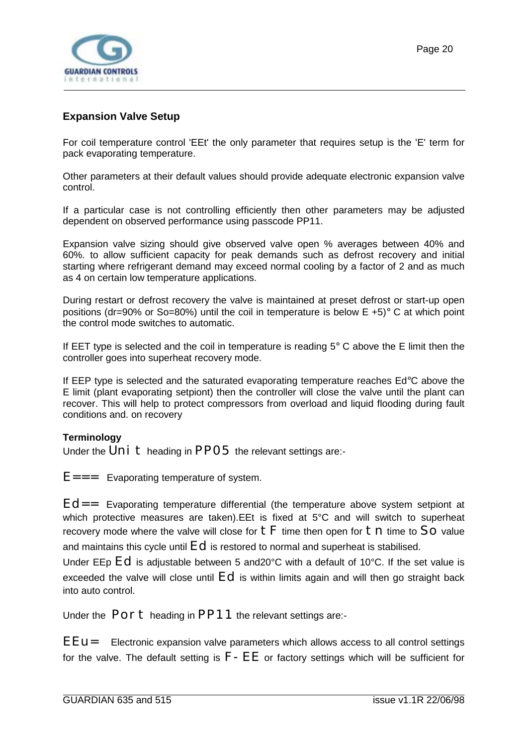## Expansion Valve Setup

For coil temperature control 'EEt' the only parameter that requires setup is the 'E' term for pack evaporating temperature.

Other parameters at their default values should provide adequate electronic expansion valve control.

If a particular case is not controlling efficiently then other parameters may be adjusted dependent on observed performance using passcode PP11.

Expansion valve sizing should give observed valve open % averages between 40% and 60%. to allow sufficient capacity for peak demands such as defrost recovery and initial starting where refrigerant demand may exceed normal cooling by a factor of 2 and as much as 4 on certain low temperature applications.

During restart or defrost recovery the valve is maintained at preset defrost or start-up open positions (dr=90% or So=80%) until the coil in temperature is below E +5)° C at which point the control mode switches to automatic.

If EET type is selected and the coil in temperature is reading 5° C above the E limit then the controller goes into superheat recovery mode.

If EEP type is selected and the saturated evaporating temperature reaches Ed°C above the E limit (plant evaporating setpiont) then the controller will close the valve until the plant can recover. This will help to protect compressors from overload and liquid flooding during fault conditions and. on recovery

**Terminology**

Under the `Unit` heading in `PP05` the relevant settings are:-

`E===` Evaporating temperature of system.

`Ed==` Evaporating temperature differential (the temperature above system setpiont at which protective measures are taken).EEt is fixed at 5°C and will switch to superheat recovery mode where the valve will close for `tF` time then open for `tn` time to `So` value and maintains this cycle until `Ed` is restored to normal and superheat is stabilised.

Under EEp `Ed` is adjustable between 5 and20°C with a default of 10°C. If the set value is exceeded the valve will close until `Ed` is within limits again and will then go straight back into auto control.

Under the `Port` heading in `PP11` the relevant settings are:-

`EEu=` Electronic expansion valve parameters which allows access to all control settings for the valve. The default setting is `F-EE` or factory settings which will be sufficient for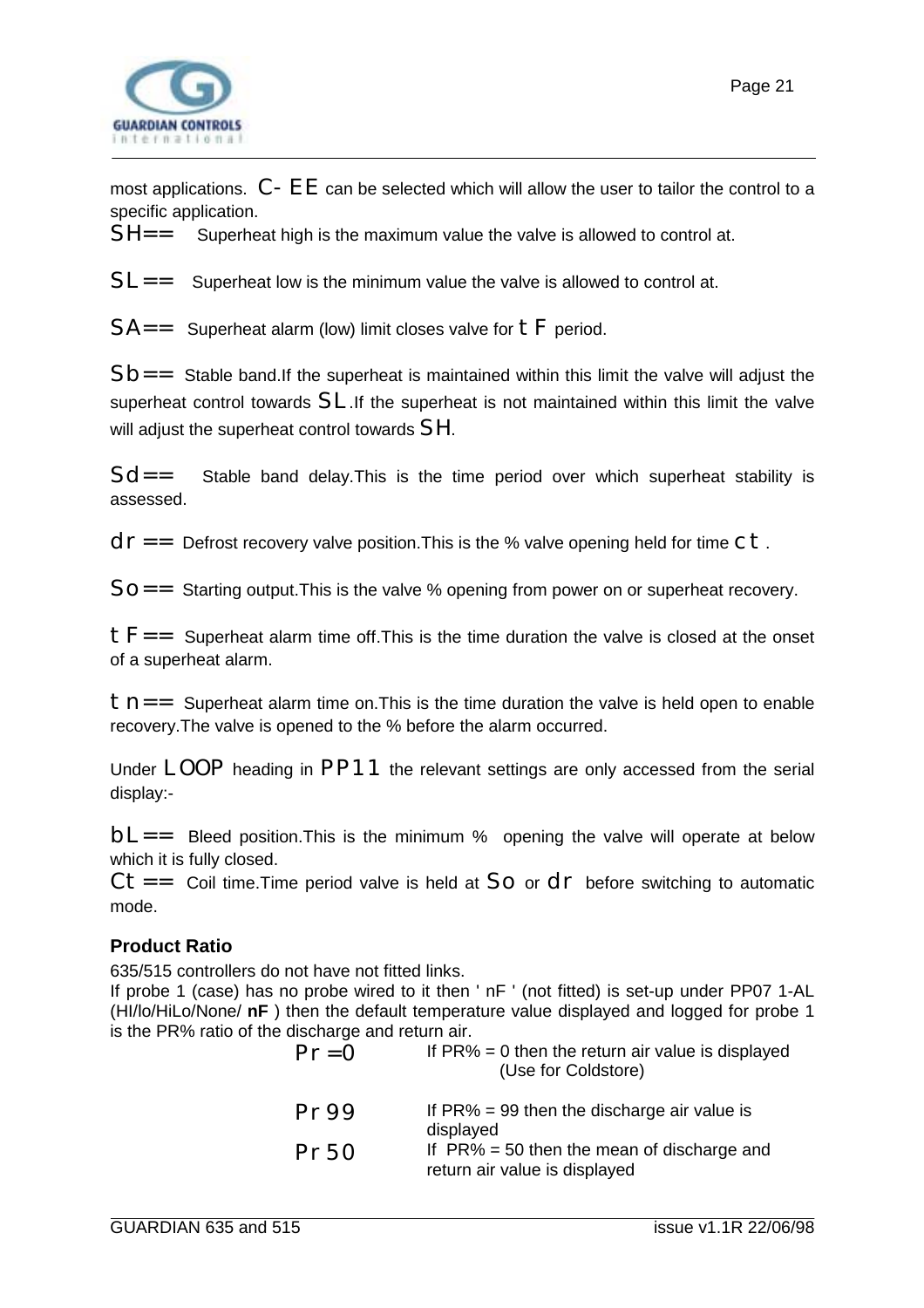most applications. C- EE can be selected which will allow the user to tailor the control to a specific application.

SH== Superheat high is the maximum value the valve is allowed to control at.

SL== Superheat low is the minimum value the valve is allowed to control at.

SA== Superheat alarm (low) limit closes valve for tF period.

Sb== Stable band.If the superheat is maintained within this limit the valve will adjust the superheat control towards SL.If the superheat is not maintained within this limit the valve will adjust the superheat control towards SH.

Sd== Stable band delay.This is the time period over which superheat stability is assessed.

dr== Defrost recovery valve position.This is the % valve opening held for time ct.

So== Starting output.This is the valve % opening from power on or superheat recovery.

tF== Superheat alarm time off.This is the time duration the valve is closed at the onset of a superheat alarm.

tn== Superheat alarm time on.This is the time duration the valve is held open to enable recovery.The valve is opened to the % before the alarm occurred.

Under LOOP heading in PP11 the relevant settings are only accessed from the serial display:-

bL== Bleed position.This is the minimum % opening the valve will operate at below which it is fully closed.

Ct== Coil time.Time period valve is held at So or dr before switching to automatic mode.

**Product Ratio**

635/515 controllers do not have not fitted links.

If probe 1 (case) has no probe wired to it then ' nF ' (not fitted) is set-up under PP07 1-AL (HI/lo/HiLo/None/ **nF** ) then the default temperature value displayed and logged for probe 1 is the PR% ratio of the discharge and return air.

| | |
|---|---|
| Pr=0 | If PR% = 0 then the return air value is displayed (Use for Coldstore) |
| Pr99 | If PR% = 99 then the discharge air value is displayed |
| Pr50 | If PR% = 50 then the mean of discharge and return air value is displayed |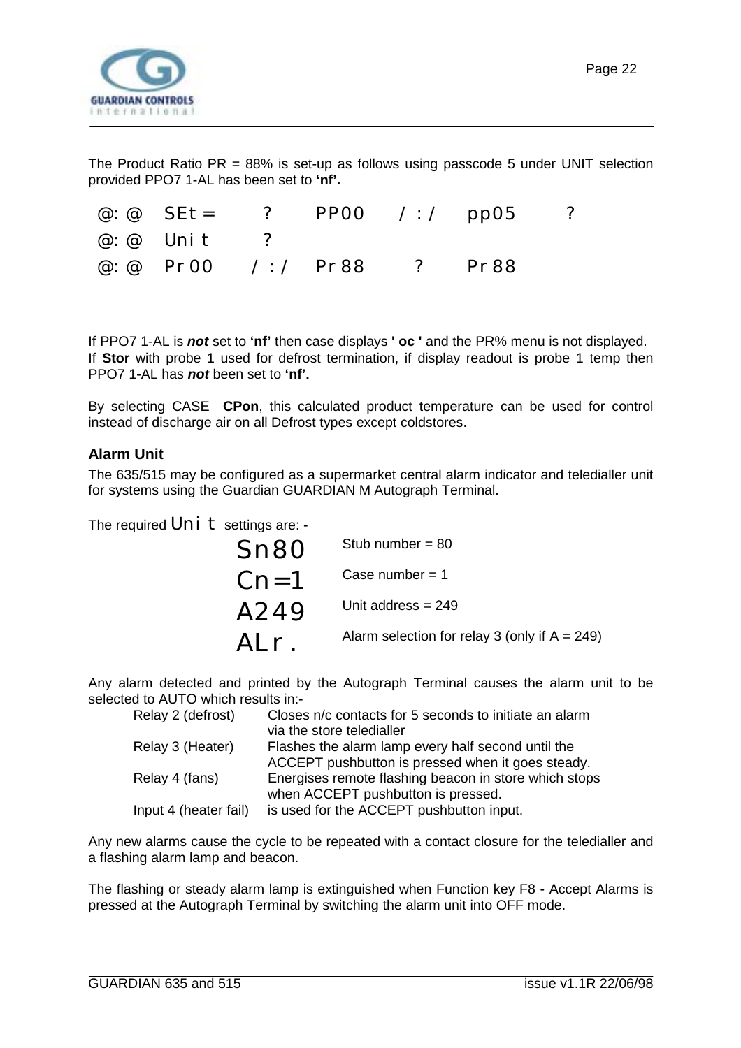The Product Ratio PR = 88% is set-up as follows using passcode 5 under UNIT selection provided PPO7 1-AL has been set to **'nf'.**

```
@:@  SEt=    ?   PP00   /:/   pp05    ?
@:@  Unit    ?
@:@  Pr00   /:/  Pr88    ?    Pr88
```

If PPO7 1-AL is ***not*** set to **'nf'** then case displays **' oc '** and the PR% menu is not displayed. If **Stor** with probe 1 used for defrost termination, if display readout is probe 1 temp then PPO7 1-AL has ***not*** been set to **'nf'.**

By selecting CASE **CPon**, this calculated product temperature can be used for control instead of discharge air on all Defrost types except coldstores.

### Alarm Unit

The 635/515 may be configured as a supermarket central alarm indicator and teledialler unit for systems using the Guardian GUARDIAN M Autograph Terminal.

The required Unit settings are: -

| | |
|---|---|
| Sn80 | Stub number = 80 |
| Cn=1 | Case number = 1 |
| A249 | Unit address = 249 |
| ALr. | Alarm selection for relay 3 (only if A = 249) |

Any alarm detected and printed by the Autograph Terminal causes the alarm unit to be selected to AUTO which results in:-

| | |
|---|---|
| Relay 2 (defrost) | Closes n/c contacts for 5 seconds to initiate an alarm via the store teledialler |
| Relay 3 (Heater) | Flashes the alarm lamp every half second until the ACCEPT pushbutton is pressed when it goes steady. |
| Relay 4 (fans) | Energises remote flashing beacon in store which stops when ACCEPT pushbutton is pressed. |
| Input 4 (heater fail) | is used for the ACCEPT pushbutton input. |

Any new alarms cause the cycle to be repeated with a contact closure for the teledialler and a flashing alarm lamp and beacon.

The flashing or steady alarm lamp is extinguished when Function key F8 - Accept Alarms is pressed at the Autograph Terminal by switching the alarm unit into OFF mode.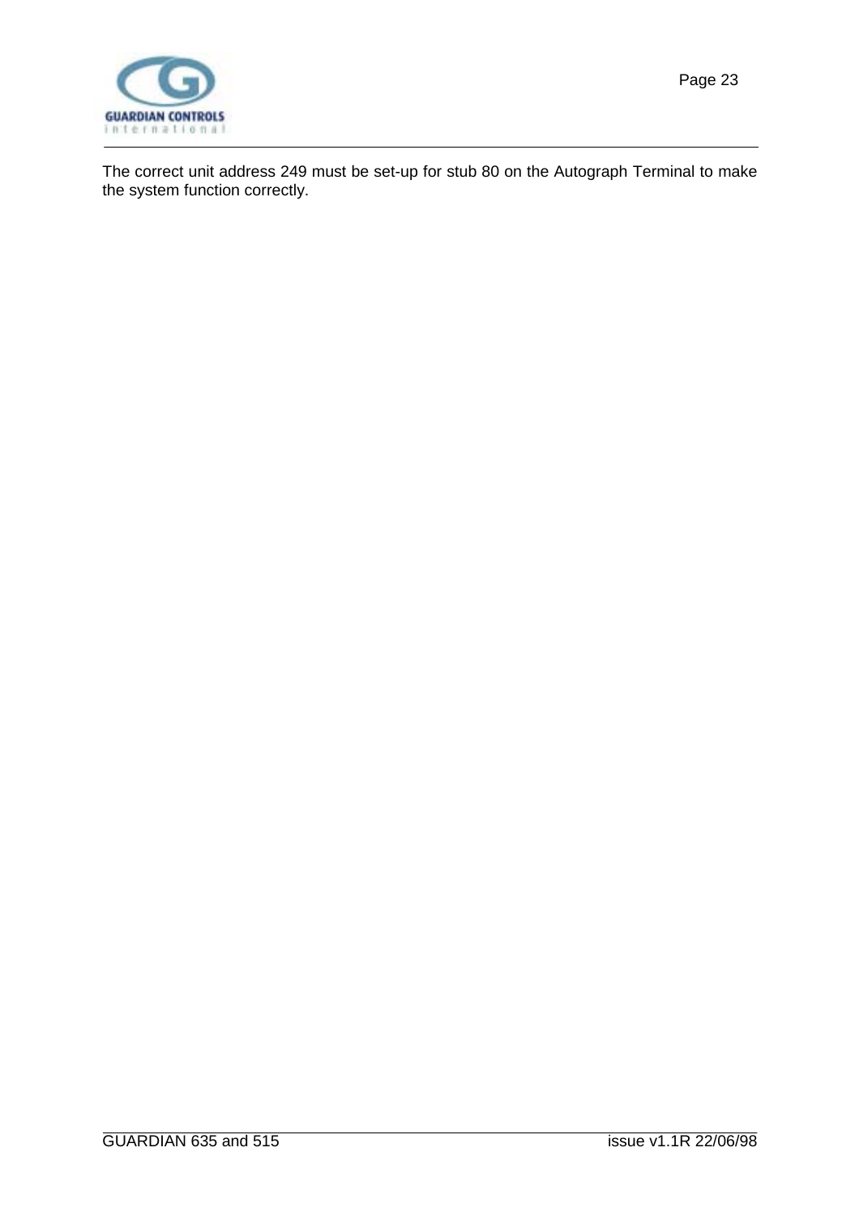The correct unit address 249 must be set-up for stub 80 on the Autograph Terminal to make the system function correctly.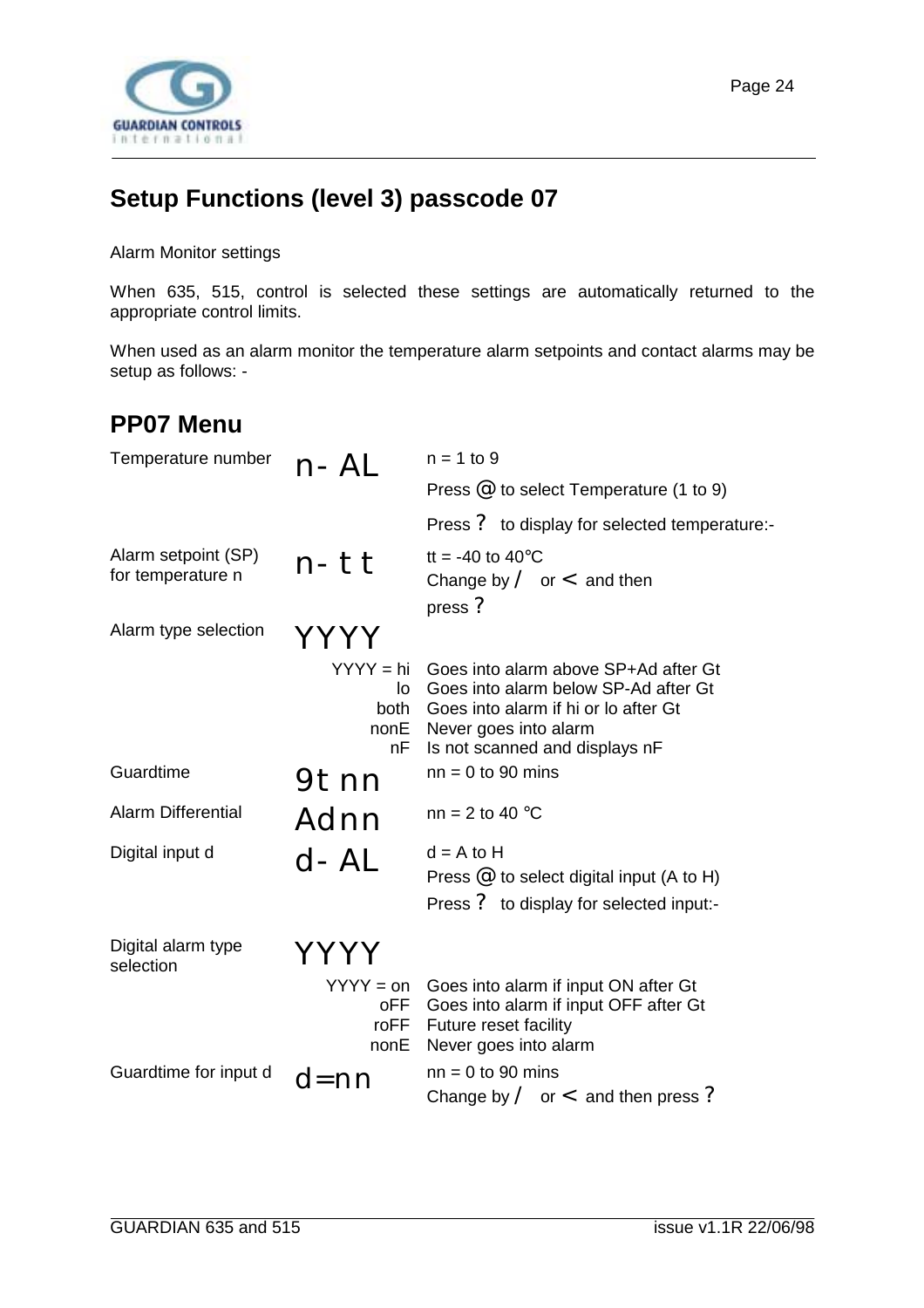## Setup Functions (level 3) passcode 07

Alarm Monitor settings

When 635, 515, control is selected these settings are automatically returned to the appropriate control limits.

When used as an alarm monitor the temperature alarm setpoints and contact alarms may be setup as follows: -

## PP07 Menu

| | | |
|---|---|---|
| Temperature number | n- AL | n = 1 to 9<br>Press @ to select Temperature (1 to 9)<br>Press ? to display for selected temperature:- |
| Alarm setpoint (SP) for temperature n | n- t t | tt = -40 to 40°C<br>Change by / or < and then press ? |
| Alarm type selection | YYYY | |
| | YYYY = hi | Goes into alarm above SP+Ad after Gt |
| | lo | Goes into alarm below SP-Ad after Gt |
| | both | Goes into alarm if hi or lo after Gt |
| | nonE | Never goes into alarm |
| | nF | Is not scanned and displays nF |
| Guardtime | 9t nn | nn = 0 to 90 mins |
| Alarm Differential | Adnn | nn = 2 to 40 °C |
| Digital input d | d- AL | d = A to H<br>Press @ to select digital input (A to H)<br>Press ? to display for selected input:- |
| Digital alarm type selection | YYYY | |
| | YYYY = on | Goes into alarm if input ON after Gt |
| | oFF | Goes into alarm if input OFF after Gt |
| | roFF | Future reset facility |
| | nonE | Never goes into alarm |
| Guardtime for input d | d=nn | nn = 0 to 90 mins<br>Change by / or < and then press ? |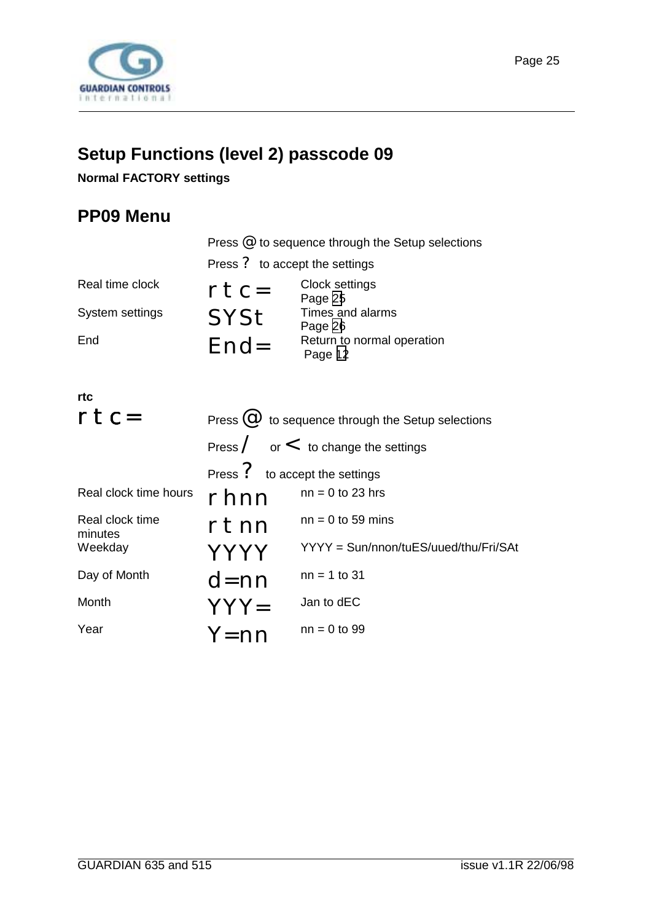## Setup Functions (level 2) passcode 09

**Normal FACTORY settings**

## PP09 Menu

| | | |
|---|---|---|
| | Press @ to sequence through the Setup selections | |
| | Press ? to accept the settings | |
| Real time clock | rtc= | Clock settings Page 25 |
| System settings | SYSt | Times and alarms Page 26 |
| End | End= | Return to normal operation Page 12 |

**rtc**

| | | |
|---|---|---|
| rtc= | Press @ to sequence through the Setup selections | |
| | Press / or < to change the settings | |
| | Press ? to accept the settings | |
| Real clock time hours | rhnn | nn = 0 to 23 hrs |
| Real clock time minutes | rtnn | nn = 0 to 59 mins |
| Weekday | YYYY | YYYY = Sun/nnon/tuES/uued/thu/Fri/SAt |
| Day of Month | d=nn | nn = 1 to 31 |
| Month | YYY= | Jan to dEC |
| Year | Y=nn | nn = 0 to 99 |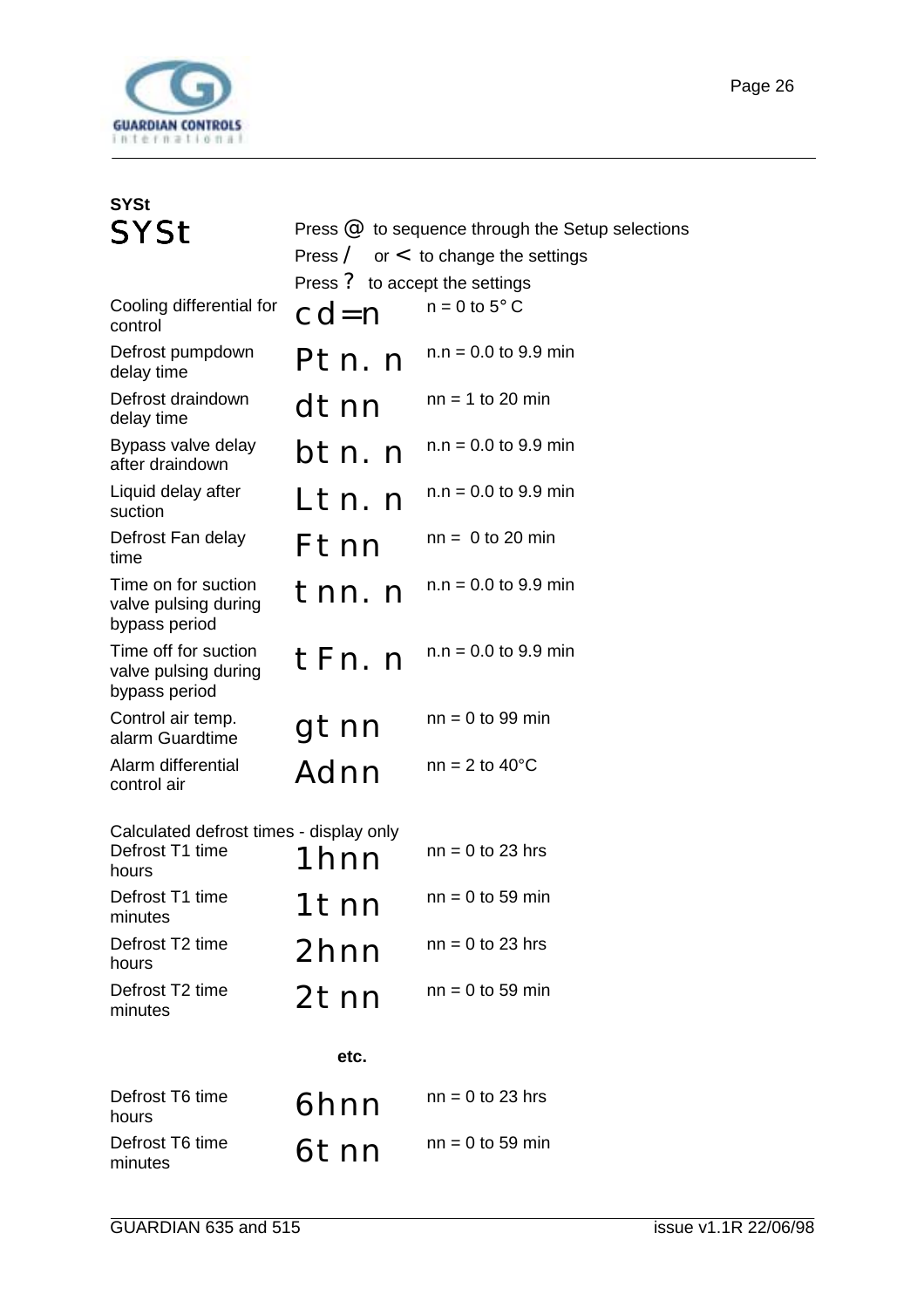### SYSt

| SYSt | Press @ to sequence through the Setup selections<br>Press / or < to change the settings<br>Press ? to accept the settings | |
|---|---|---|
| Cooling differential for control | cd=n | n = 0 to 5° C |
| Defrost pumpdown delay time | Pt n. n | n.n = 0.0 to 9.9 min |
| Defrost draindown delay time | dt nn | nn = 1 to 20 min |
| Bypass valve delay after draindown | bt n. n | n.n = 0.0 to 9.9 min |
| Liquid delay after suction | Lt n. n | n.n = 0.0 to 9.9 min |
| Defrost Fan delay time | Ft nn | nn = 0 to 20 min |
| Time on for suction valve pulsing during bypass period | t nn. n | n.n = 0.0 to 9.9 min |
| Time off for suction valve pulsing during bypass period | t Fn. n | n.n = 0.0 to 9.9 min |
| Control air temp. alarm Guardtime | gt nn | nn = 0 to 99 min |
| Alarm differential control air | Adnn | nn = 2 to 40°C |

Calculated defrost times - display only

| | | |
|---|---|---|
| Defrost T1 time hours | 1hnn | nn = 0 to 23 hrs |
| Defrost T1 time minutes | 1t nn | nn = 0 to 59 min |
| Defrost T2 time hours | 2hnn | nn = 0 to 23 hrs |
| Defrost T2 time minutes | 2t nn | nn = 0 to 59 min |

**etc.**

| | | |
|---|---|---|
| Defrost T6 time hours | 6hnn | nn = 0 to 23 hrs |
| Defrost T6 time minutes | 6t nn | nn = 0 to 59 min |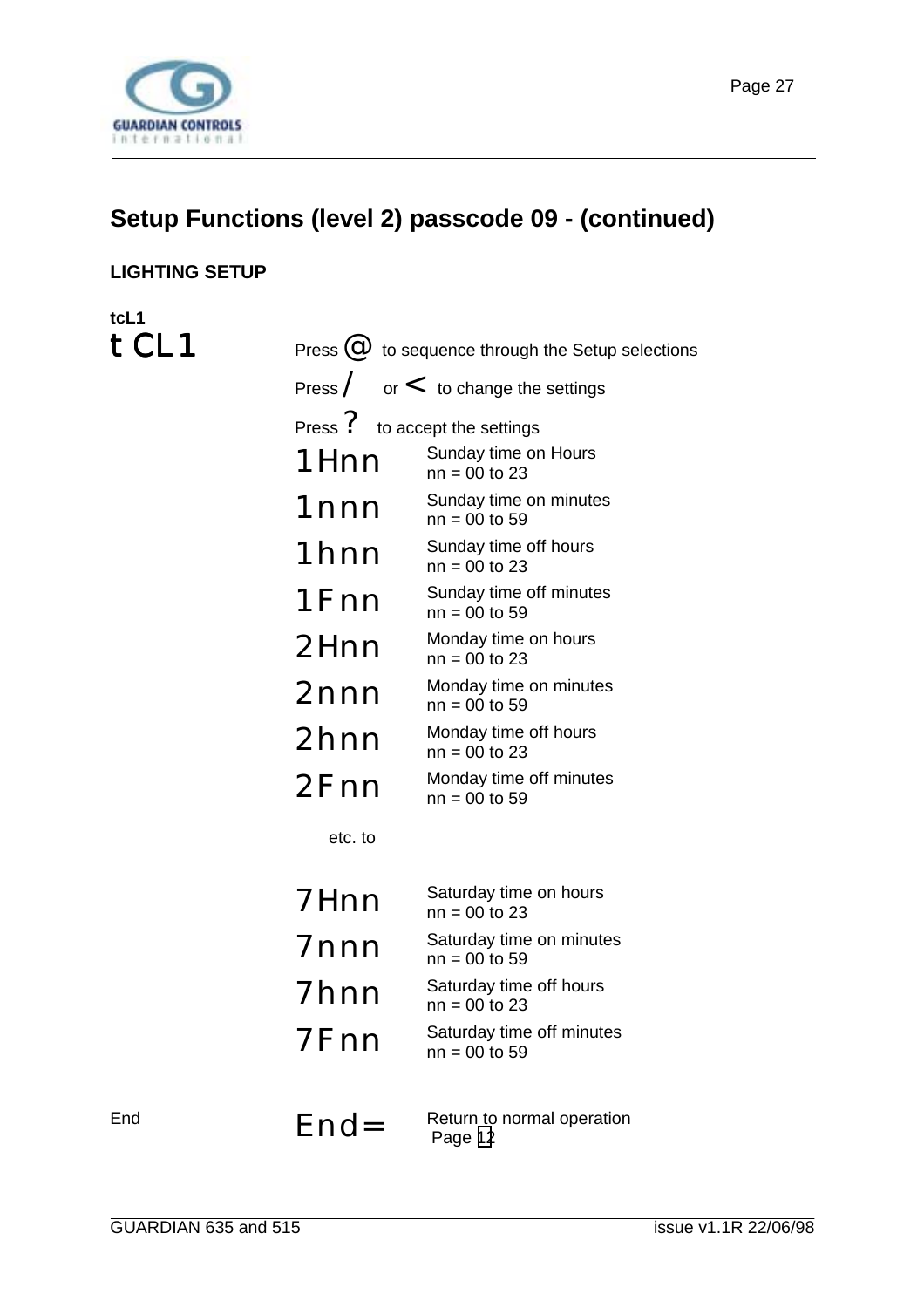## Setup Functions (level 2) passcode 09 - (continued)

**LIGHTING SETUP**

**tcL1**

| | | |
|---|---|---|
| tCL1 | Press @ to sequence through the Setup selections | |
| | Press / or < to change the settings | |
| | Press ? to accept the settings | |
| | 1Hnn | Sunday time on Hours<br>nn = 00 to 23 |
| | 1nnn | Sunday time on minutes<br>nn = 00 to 59 |
| | 1hnn | Sunday time off hours<br>nn = 00 to 23 |
| | 1Fnn | Sunday time off minutes<br>nn = 00 to 59 |
| | 2Hnn | Monday time on hours<br>nn = 00 to 23 |
| | 2nnn | Monday time on minutes<br>nn = 00 to 59 |
| | 2hnn | Monday time off hours<br>nn = 00 to 23 |
| | 2Fnn | Monday time off minutes<br>nn = 00 to 59 |
| | etc. to | |
| | 7Hnn | Saturday time on hours<br>nn = 00 to 23 |
| | 7nnn | Saturday time on minutes<br>nn = 00 to 59 |
| | 7hnn | Saturday time off hours<br>nn = 00 to 23 |
| | 7Fnn | Saturday time off minutes<br>nn = 00 to 59 |
| End | End= | Return to normal operation<br>Page 12 |

GUARDIAN 635 and 515 issue v1.1R 22/06/98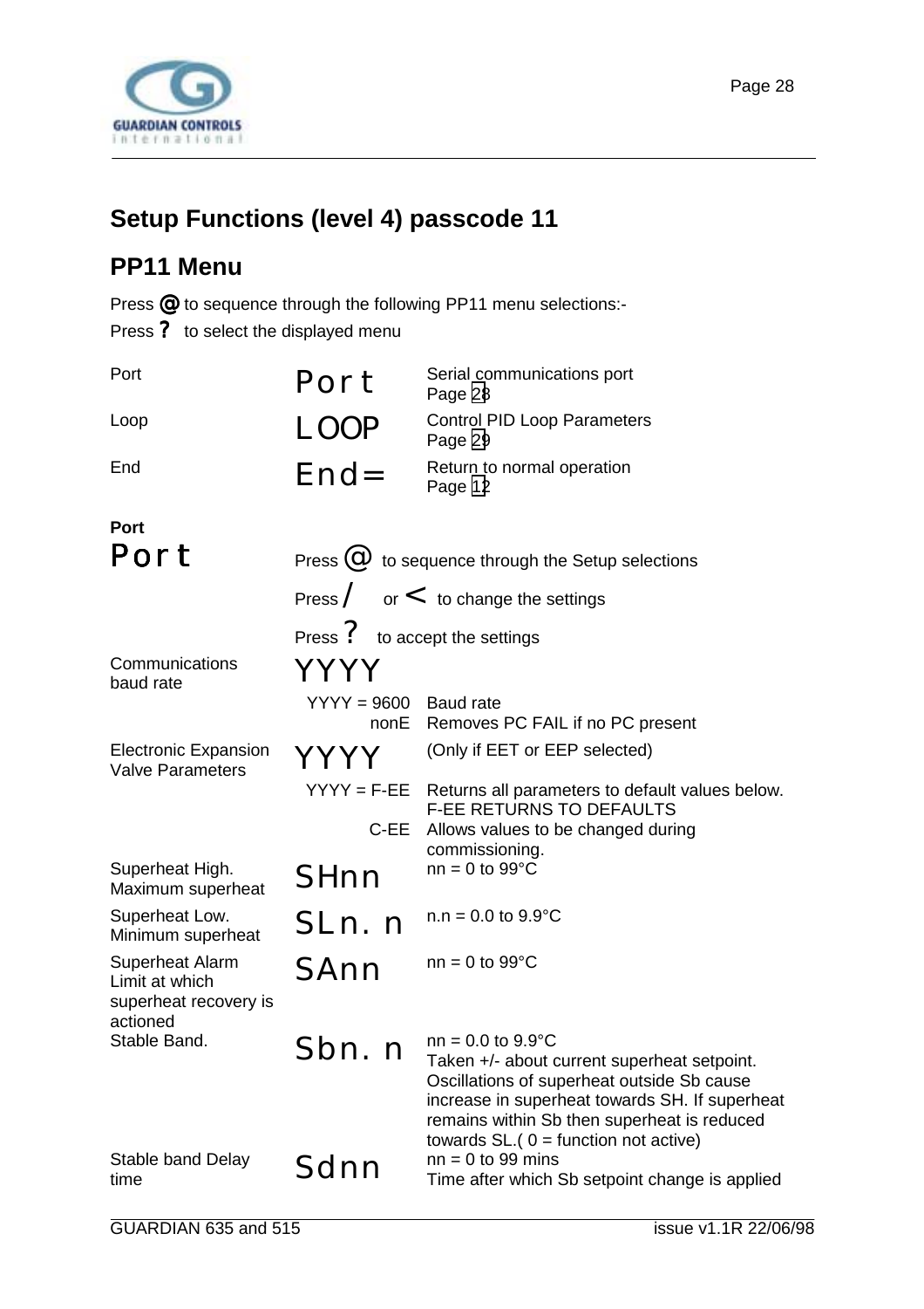## Setup Functions (level 4) passcode 11

### PP11 Menu

Press **@** to sequence through the following PP11 menu selections:-
Press **?** to select the displayed menu

| | | |
|---|---|---|
| Port | Port | Serial communications port Page 28 |
| Loop | LOOP | Control PID Loop Parameters Page 29 |
| End | End= | Return to normal operation Page 12 |

**Port**

**Port**

Press **@** to sequence through the Setup selections
Press **/** or **<** to change the settings
Press **?** to accept the settings

| | | |
|---|---|---|
| Communications baud rate | YYYY | |
| | YYYY = 9600 | Baud rate |
| | nonE | Removes PC FAIL if no PC present |
| Electronic Expansion Valve Parameters | YYYY | (Only if EET or EEP selected) |
| | YYYY = F-EE | Returns all parameters to default values below. F-EE RETURNS TO DEFAULTS |
| | C-EE | Allows values to be changed during commissioning. |
| Superheat High. Maximum superheat | SHnn | nn = 0 to 99°C |
| Superheat Low. Minimum superheat | SLn. n | n.n = 0.0 to 9.9°C |
| Superheat Alarm Limit at which superheat recovery is actioned | SAnn | nn = 0 to 99°C |
| Stable Band. | Sbn. n | nn = 0.0 to 9.9°C Taken +/- about current superheat setpoint. Oscillations of superheat outside Sb cause increase in superheat towards SH. If superheat remains within Sb then superheat is reduced towards SL.( 0 = function not active) |
| Stable band Delay time | Sdnn | nn = 0 to 99 mins Time after which Sb setpoint change is applied |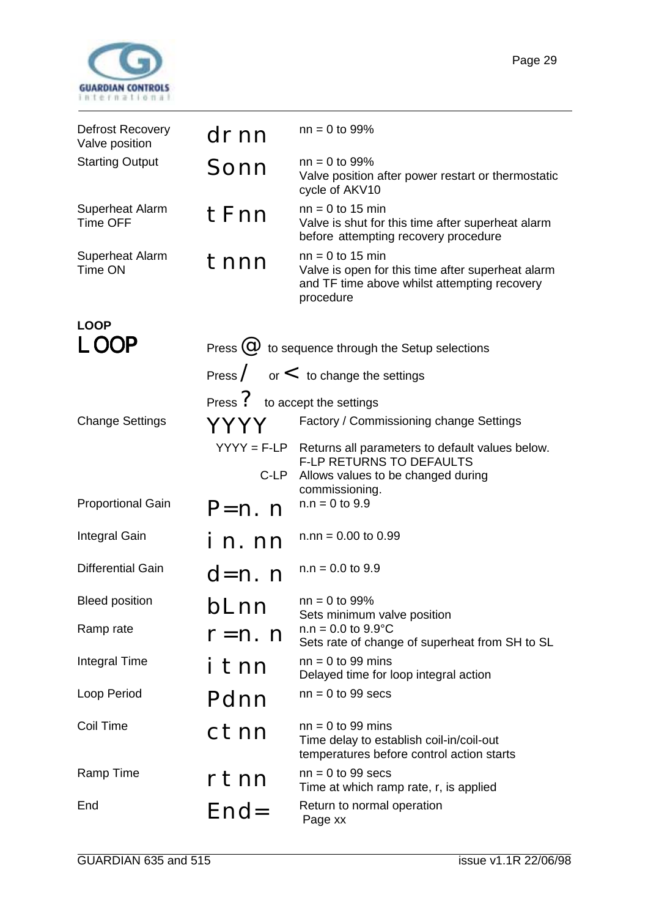| | | |
|---|---|---|
| Defrost Recovery Valve position | dr nn | nn = 0 to 99% |
| Starting Output | Sonn | nn = 0 to 99%<br>Valve position after power restart or thermostatic cycle of AKV10 |
| Superheat Alarm Time OFF | t Fnn | nn = 0 to 15 min<br>Valve is shut for this time after superheat alarm before attempting recovery procedure |
| Superheat Alarm Time ON | t nnn | nn = 0 to 15 min<br>Valve is open for this time after superheat alarm and TF time above whilst attempting recovery procedure |

**LOOP**

## LOOP

Press @ to sequence through the Setup selections

Press / or < to change the settings

Press ? to accept the settings

| | | |
|---|---|---|
| Change Settings | YYYY | Factory / Commissioning change Settings |
| | YYYY = F-LP | Returns all parameters to default values below.<br>F-LP RETURNS TO DEFAULTS |
| | C-LP | Allows values to be changed during commissioning. |
| Proportional Gain | P=n. n | n.n = 0 to 9.9 |
| Integral Gain | i n. nn | n.nn = 0.00 to 0.99 |
| Differential Gain | d=n. n | n.n = 0.0 to 9.9 |
| Bleed position | bLnn | nn = 0 to 99%<br>Sets minimum valve position |
| Ramp rate | r =n. n | n.n = 0.0 to 9.9°C<br>Sets rate of change of superheat from SH to SL |
| Integral Time | i t nn | nn = 0 to 99 mins<br>Delayed time for loop integral action |
| Loop Period | Pdnn | nn = 0 to 99 secs |
| Coil Time | ct nn | nn = 0 to 99 mins<br>Time delay to establish coil-in/coil-out temperatures before control action starts |
| Ramp Time | rt nn | nn = 0 to 99 secs<br>Time at which ramp rate, r, is applied |
| End | End= | Return to normal operation<br>Page xx |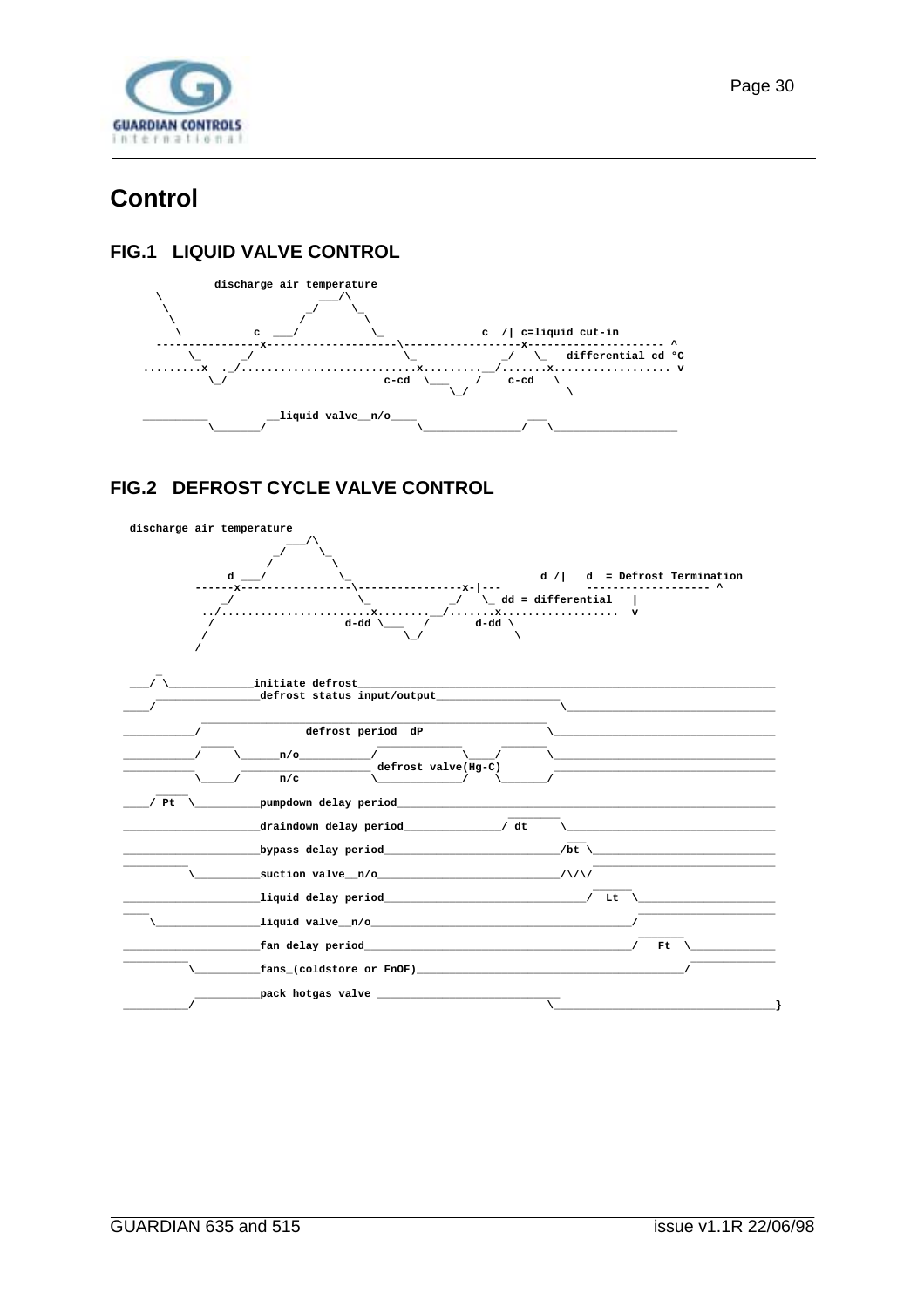# Control

## FIG.1 LIQUID VALVE CONTROL

```
            discharge air temperature
     \                            ___/\
      \                        _/      \_
       \                      /          \
        \           c  ___/               \_               c  /| c=liquid cut-in
   ----------------x--------------------\------------------x--------------------- ^
          \_       _/                      \_             _/   \_   differential cd °C
  .........x   ._/...........................x.........__/.......x.................. v
            \_/                         c-cd  \___    /    c-cd   \
                                                   \_/              \

  __________          __liquid valve__n/o____                 ___
            \_______/                        \_______________/   \___________________
```

## FIG.2 DEFROST CYCLE VALVE CONTROL

```
 discharge air temperature
                          ___/\
                        _/     \_
                       /         \
            d ___/                \_                        d /|   d  = Defrost Termination
          ------x-----------------\----------------x-|---          ------------------ ^
             _/                    \_            _/   \_ dd = differential   |
           ../.......................x........./........x..................  v
            /                   d-dd \___    /       d-dd \
           /                              \_/               \
          /

    _
 ___/ \_____________initiate defrost_____________________________________________________________
      _______________defrost status input/output__________________
 ____/                                                             \________________________________

             ______________________________________________________
 ___________/                defrost period  dP                    \________________________________
             _____                       ____________          _______
 ___________/     \______n/o__________/              \____/       \________________________________
 ___________       __________________ defrost valve(Hg-C)          ________________________________
            \_____/      n/c           \_____________/    \_______/
      _____
 ____/ Pt  \__________pumpdown delay period_______________________________________________________
                                                            ________
 _____________________draindown delay period_______________/ dt     \______________________________

 _____________________bypass delay period__________________________/bt \___________________________
 __________                                                          _____________________________
           \__________suction valve__n/o___________________________/\/\/
                                                                      ______
 _____________________liquid delay period_____________________________/  Lt  \_____________________
 ____                                                                        ______________________
     \________________liquid valve__n/o_______________________________________/
                                                                                ______
 _____________________fan delay period_________________________________________/   Ft  \____________
 __________                                                                            ____________
           \__________fans_(coldstore or FnOF)________________________________________/

            __________pack hotgas valve ____________________________
 __________/                                                        \_________________________________}
```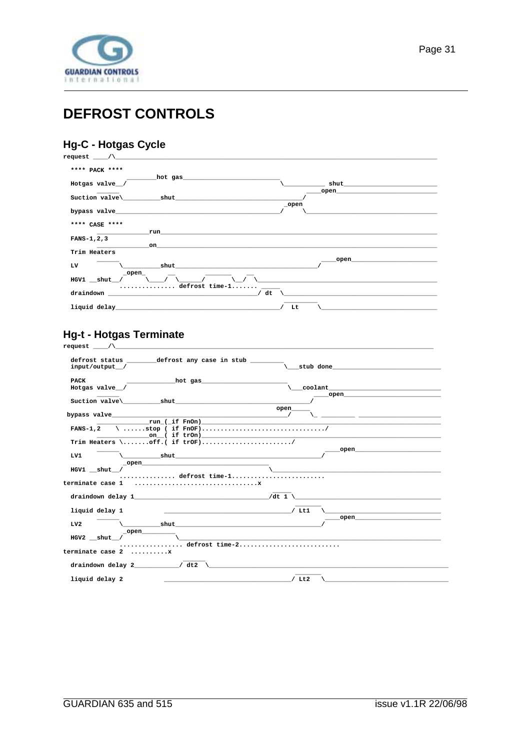# DEFROST CONTROLS

## Hg-C - Hotgas Cycle

```
request ____/\_____________________________________________________________________________

  **** PACK ****
                  ________hot gas__________________________
  Hotgas valve__/                                          \__________ shut_______________________
                ______                                                ____open___________________________
  Suction valve\_________shut____________________________________/
                                                          _open
  bypass valve_____________________________________________/     \______________________________

  **** CASE ****
                ___________run___________________________________________________________________
  FANS-1,2,3
                ___________on____________________________________________________________________
  Trim Heaters
                ______                                                    ____open_______________________
  LV            \_________shut___________________________________________/
                      _open_      __      _______     __
  HGV1 __shut__/       \____/ \_____/        \__/ \_________________________________________________
                      ............... defrost time-1....... ____
  draindown ______________________________________________/ dt  \_______________________________
                                                          _______
  liquid delay_____________________________________________/  Lt     \______________________________
```

## Hg-t - Hotgas Terminate

```
request ____/\____________________________________________________________________________

  defrost status ________defrost any case in stub _________
  input/output__/                                           \___stub done____________________________

  PACK            _____________hot gas________________________
  Hotgas valve__/                                             \___coolant____________________________
                ______                                                     ____open__________________________
  Suction valve\_________shut_______________________________________/
                                                           open_____
 bypass valve______________________________________________/     \_ _________ ______________________
                ____________run_(_if FnOn)_______________________________________________________
  FANS-1,2    \ ......stop ( if FnOF)...................................../
                ____________on__( if trOn)_______________________________________________________
  Trim Heaters \.......off.( if trOF)........................./
                ______                                                         ____open___________________
  LV1           \_________shut_______________________________________/
                      _open___________________________________
  HGV1 __shut__/                                              \_____________________________________________
                      ............... defrost time-1.........................
terminate case 1    .................................x
                                                               _____
  draindown delay 1____________________________________/dt 1 \______________________________________
                                                                 _______
  liquid delay 1           __________________________________/ Lt1   \____________________________
                ______                                                         ____open___________________
  LV2           \_________shut_______________________________________/
                      _open________
  HGV2 __shut__/                   \_______________________________________________________________________
                      ................. defrost time-2..........................
terminate case 2  ..........x
                                   _____
  draindown delay 2___________/ dt2  \____________________________________________________________
                                                                 _______
  liquid delay 2           __________________________________/ Lt2   \____________________________
```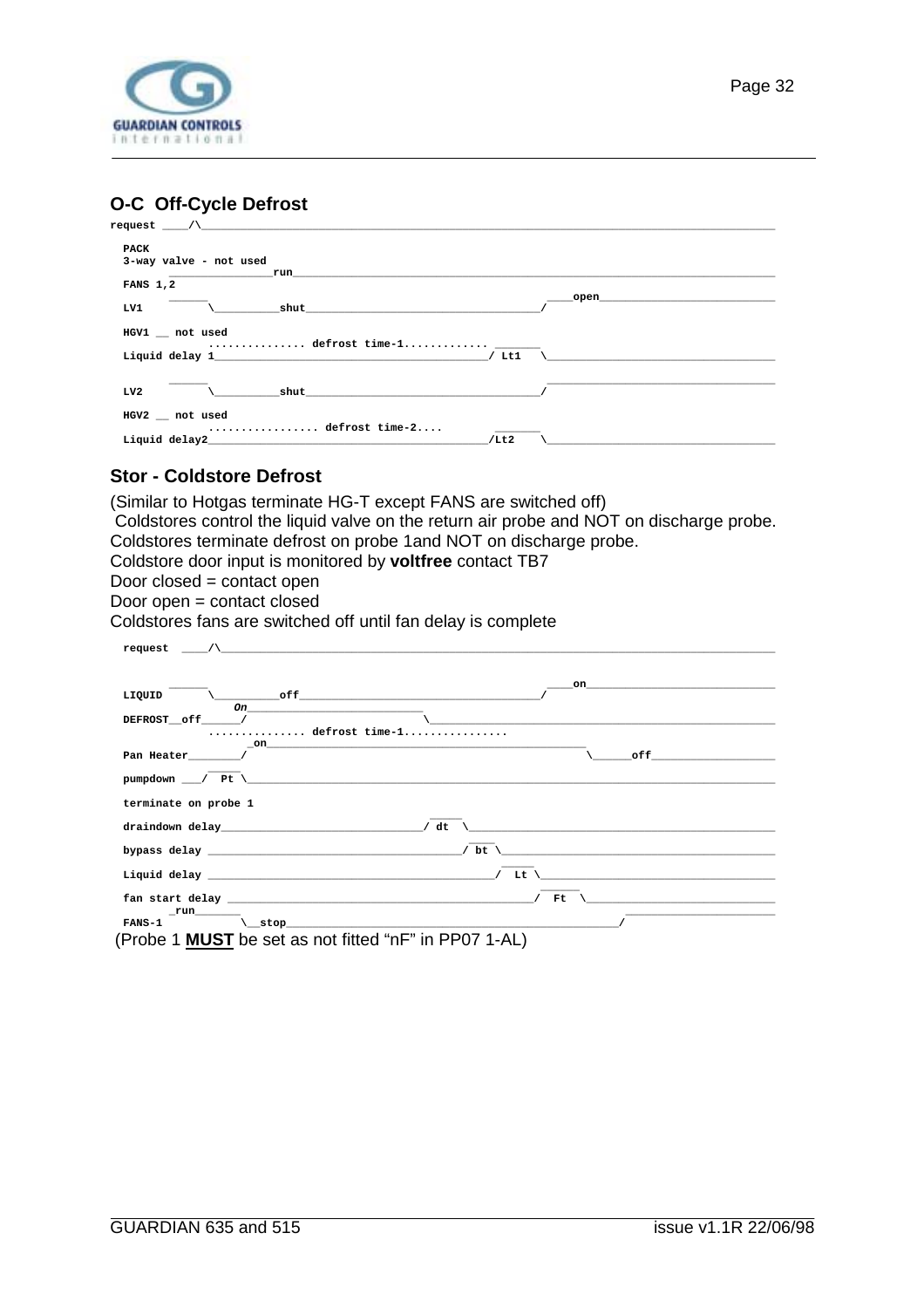## O-C Off-Cycle Defrost

```
request ____/\_________________________________________________________________________________

  PACK
  3-way valve - not used
         _______________run_______________________________________________________________________
  FANS 1,2
         ______                                                      ____open__________________________
  LV1          \__________shut____________________________________/

  HGV1 __ not used
               ............... defrost time-1............ _______
  Liquid delay 1_________________________________________/ Lt1    \__________________________________

         ______                                                      __________________________________
  LV2          \__________shut____________________________________/

  HGV2 __ not used
               ................. defrost time-2....        _______
  Liquid delay2__________________________________________/Lt2    \__________________________________
```

## Stor - Coldstore Defrost

(Similar to Hotgas terminate HG-T except FANS are switched off)

Coldstores control the liquid valve on the return air probe and NOT on discharge probe.

Coldstores terminate defrost on probe 1and NOT on discharge probe.

Coldstore door input is monitored by **voltfree** contact TB7

Door closed = contact open

Door open = contact closed

Coldstores fans are switched off until fan delay is complete

```
  request  ____/\______________________________________________________________________________


         ______                                                      ____on____________________________
  LIQUID       \__________off_____________________________________/
                   On__________________________
  DEFROST__off______/                           \_____________________________________________________
               ............... defrost time-1................
                     _on_______________________________________________
  Pan Heater________/                                                     \______off__________________
                 _____
  pumpdown ___/  Pt \_________________________________________________________________________________

  terminate on probe 1
                                               _____
  draindown delay______________________________/ dt  \__________________________________________________
                                                    ____
  bypass delay _____________________________________/ bt \_____________________________________________
                                                         _____
  Liquid delay __________________________________________/  Lt \_______________________________________
                                                               ______
  fan start delay ______________________________________________/  Ft  \_______________________________
       _run_______                                                        ________________________
  FANS-1          \__stop______________________________________________/
```

(Probe 1 **MUST** be set as not fitted “nF” in PP07 1-AL)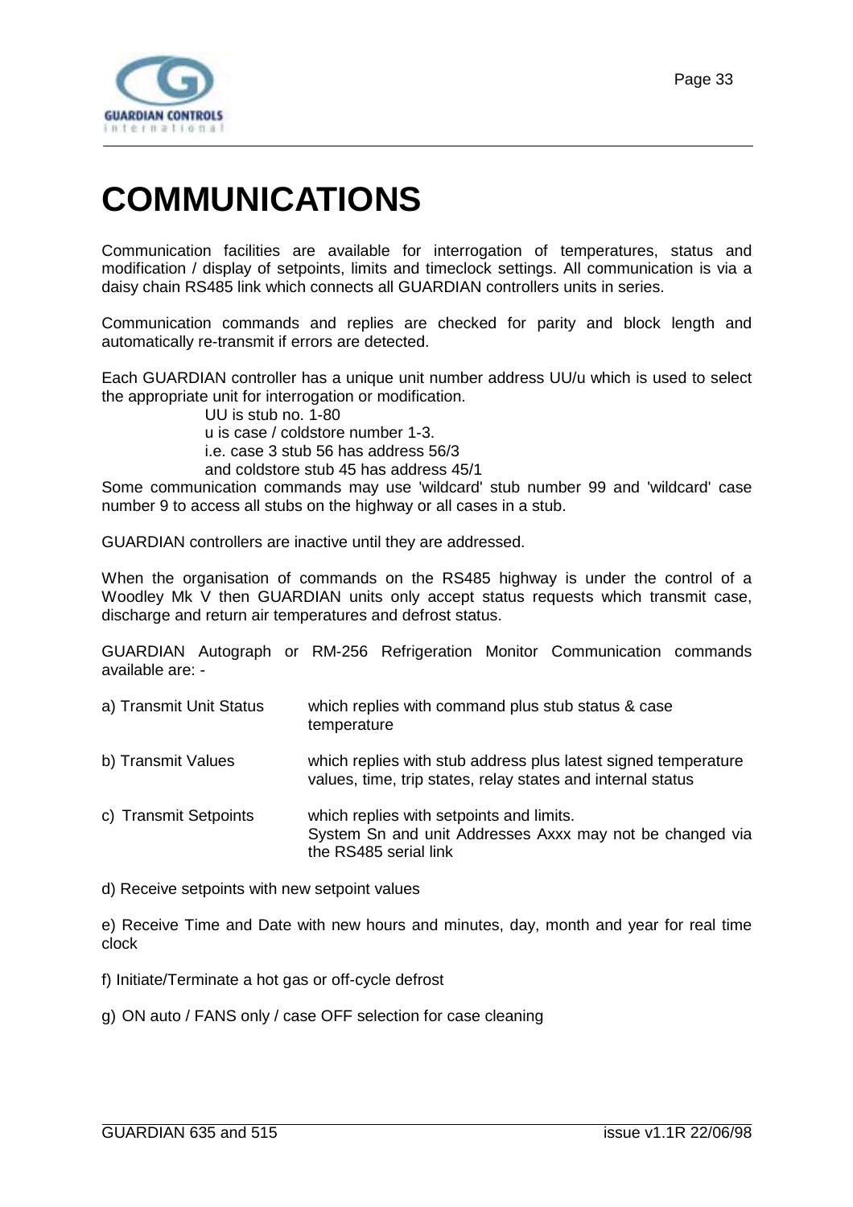# COMMUNICATIONS

Communication facilities are available for interrogation of temperatures, status and modification / display of setpoints, limits and timeclock settings. All communication is via a daisy chain RS485 link which connects all GUARDIAN controllers units in series.

Communication commands and replies are checked for parity and block length and automatically re-transmit if errors are detected.

Each GUARDIAN controller has a unique unit number address UU/u which is used to select the appropriate unit for interrogation or modification.

UU is stub no. 1-80
u is case / coldstore number 1-3.
i.e. case 3 stub 56 has address 56/3
and coldstore stub 45 has address 45/1

Some communication commands may use 'wildcard' stub number 99 and 'wildcard' case number 9 to access all stubs on the highway or all cases in a stub.

GUARDIAN controllers are inactive until they are addressed.

When the organisation of commands on the RS485 highway is under the control of a Woodley Mk V then GUARDIAN units only accept status requests which transmit case, discharge and return air temperatures and defrost status.

GUARDIAN Autograph or RM-256 Refrigeration Monitor Communication commands available are: -

a) Transmit Unit Status — which replies with command plus stub status & case temperature

b) Transmit Values — which replies with stub address plus latest signed temperature values, time, trip states, relay states and internal status

c) Transmit Setpoints — which replies with setpoints and limits. System Sn and unit Addresses Axxx may not be changed via the RS485 serial link

d) Receive setpoints with new setpoint values

e) Receive Time and Date with new hours and minutes, day, month and year for real time clock

f) Initiate/Terminate a hot gas or off-cycle defrost

g) ON auto / FANS only / case OFF selection for case cleaning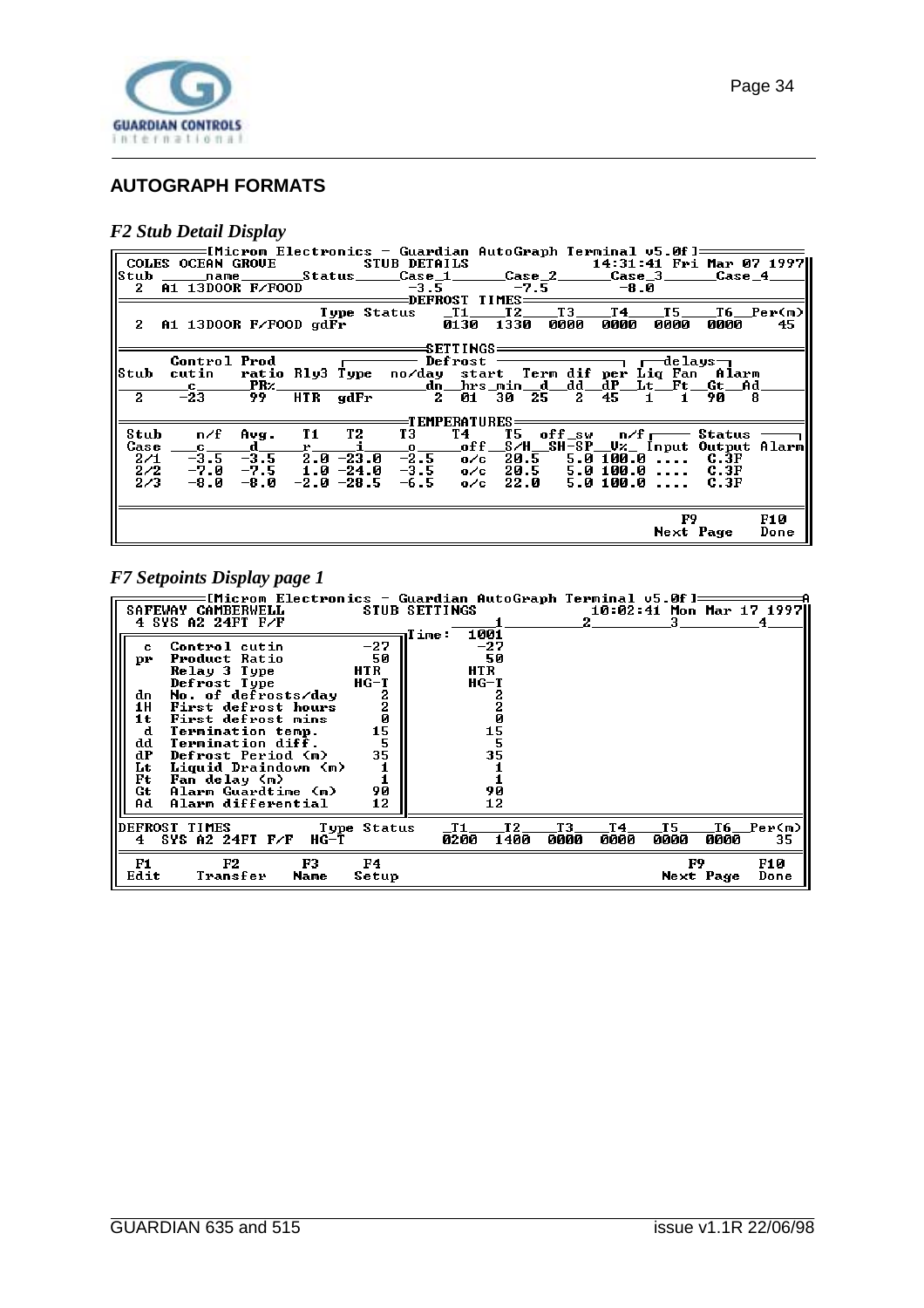## AUTOGRAPH FORMATS

### *F2 Stub Detail Display*

```
[Micron Electronics - Guardian AutoGraph Terminal v5.0f]
COLES OCEAN GROVE            STUB DETAILS              14:31:41 Fri Mar 07 1997
Stub ______name_______Status______Case_1______Case_2______Case_3______Case_4____
 2   A1 13DOOR F/FOOD              -3.5        -7.5        -8.0
================================DEFROST TIMES==================================
                          Type Status    _T1____T2____T3____T4____T5____T6__Per(m)
 2   A1 13DOOR F/FOOD gdFr               0130  1330  0000  0000  0000  0000    45

===================================SETTINGS=====================================
      Control Prod               ┌─────── Defrost ──────────────┐ ┌─delays─┐
Stub  cutin    ratio Rly3 Type   no/day  start  Term dif per Liq Fan  Alarm
      ___c______PR%_____________________dn__hrs_min__d__dd__dP__Lt__Ft__Gt__Ad_____
 2    -23       99   HTR  gdFr        2   01   30  25   2  45   1   1   90   8

=================================TEMPERATURES===================================
Stub     n/f   Avg.    T1    T2     T3     T4    T5   off_sw   n/f┌──── Status ────┐
Case   ___c______d______r_____i______o______off__S/H__SH-SP__V%_  Input Output Alarm
 2/1    -3.5   -3.5   2.0 -23.0  -2.5    o/c  20.5    5.0 100.0  ....  C.3F
 2/2    -7.0   -7.5   1.0 -24.0  -3.5    o/c  20.5    5.0 100.0  ....  C.3F
 2/3    -8.0   -8.0  -2.0 -28.5  -6.5    o/c  22.0    5.0 100.0  ....  C.3F

                                                                   F9          F10
                                                               Next Page      Done
```

### *F7 Setpoints Display page 1*

```
[Micron Electronics - Guardian AutoGraph Terminal v5.0f]
SAFEWAY CAMBERWELL          STUB SETTINGS              10:02:41 Mon Mar 17 1997
4 SYS A2 24FT F/F                        ______1__________2__________3__________4____
                                   Time:   1001
  c   Control cutin          -27            -27
  pr  Product Ratio           50             50
      Relay 3 Type           HTR            HTR
      Defrost Type          HG-T           HG-T
  dn  No. of defrosts/day      2              2
  1H  First defrost hours      2              2
  1t  First defrost mins       0              0
  d   Termination temp.       15             15
  dd  Termination diff.        5              5
  dP  Defrost Period (m)      35             35
  Lt  Liquid Draindown (m)     1              1
  Ft  Fan delay (m)            1              1
  Gt  Alarm Guardtime (m)     90             90
  Ad  Alarm differential      12             12

DEFROST TIMES           Type Status     _T1____T2____T3____T4____T5____T6__Per(m)
 4  SYS A2 24FT F/F     HG-T             0200  1400  0000  0000  0000  0000    35

 F1        F2         F3       F4                                 F9          F10
Edit    Transfer     Name     Setup                           Next Page      Done
```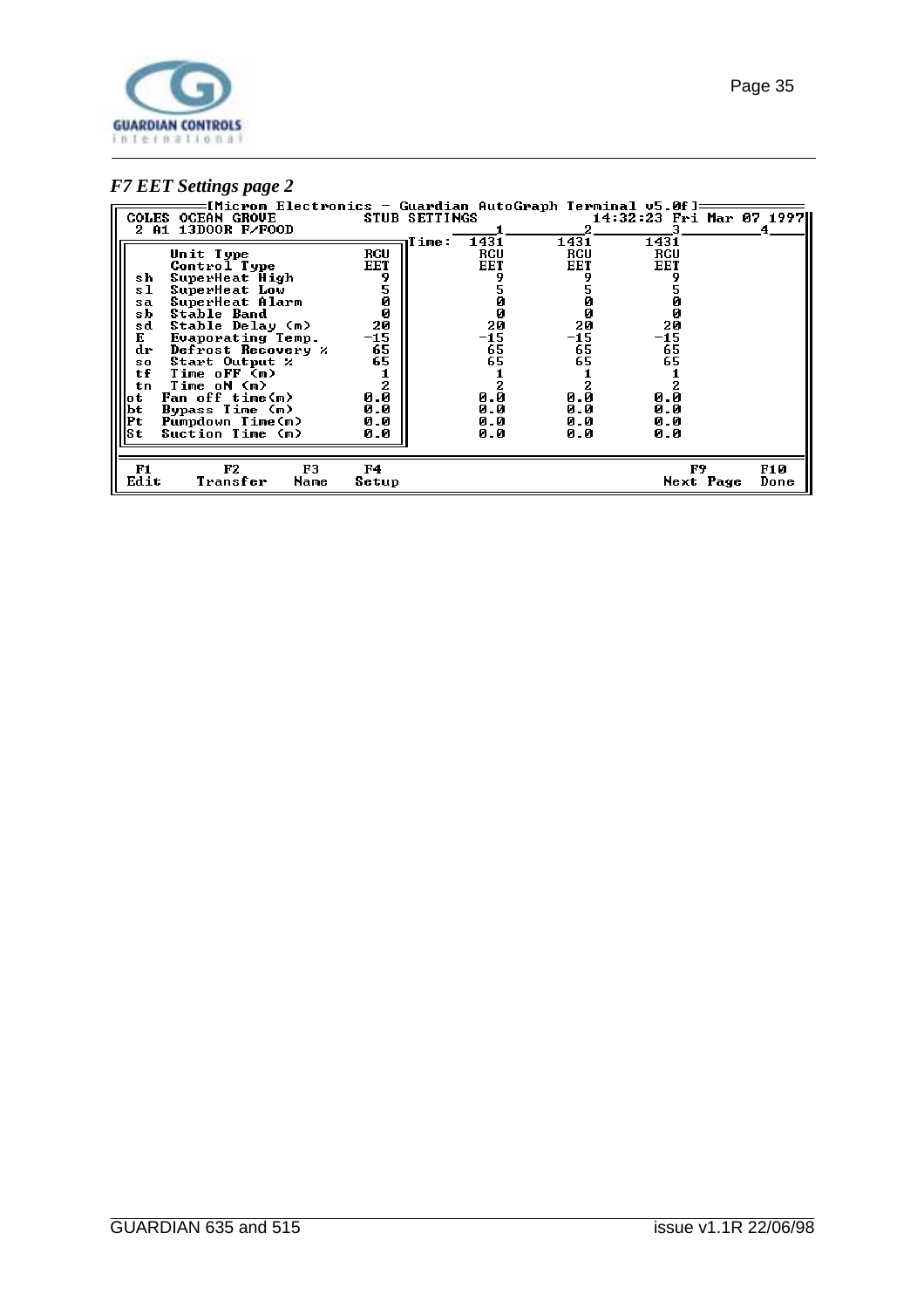## *F7 EET Settings page 2*

```
[Micron Electronics - Guardian AutoGraph Terminal v5.0f]
COLES OCEAN GROVE              STUB SETTINGS              14:32:23 Fri Mar 07 1997
2 A1 13DOOR F/FOOD                         1          2          3          4

                                   Time:  1431       1431       1431
    Unit Type              RCU            RCU        RCU        RCU
    Control Type           EET            EET        EET        EET
sh  SuperHeat High           9              9          9          9
sl  SuperHeat Low            5              5          5          5
sa  SuperHeat Alarm          0              0          0          0
sb  Stable Band              0              0          0          0
sd  Stable Delay (m)        20             20         20         20
E   Evaporating Temp.      -15            -15        -15        -15
dr  Defrost Recovery %      65             65         65         65
so  Start Output %          65             65         65         65
tf  Time oFF (m)             1              1          1          1
tn  Time oN (m)              2              2          2          2
ot  Fan off time(m)        0.0            0.0        0.0        0.0
bt  Bypass Time (m)        0.0            0.0        0.0        0.0
Pt  Pumpdown Time(m)       0.0            0.0        0.0        0.0
St  Suction Time (m)       0.0            0.0        0.0        0.0

F1     F2         F3     F4                                      F9         F10
Edit   Transfer   Name   Setup                                   Next Page  Done
```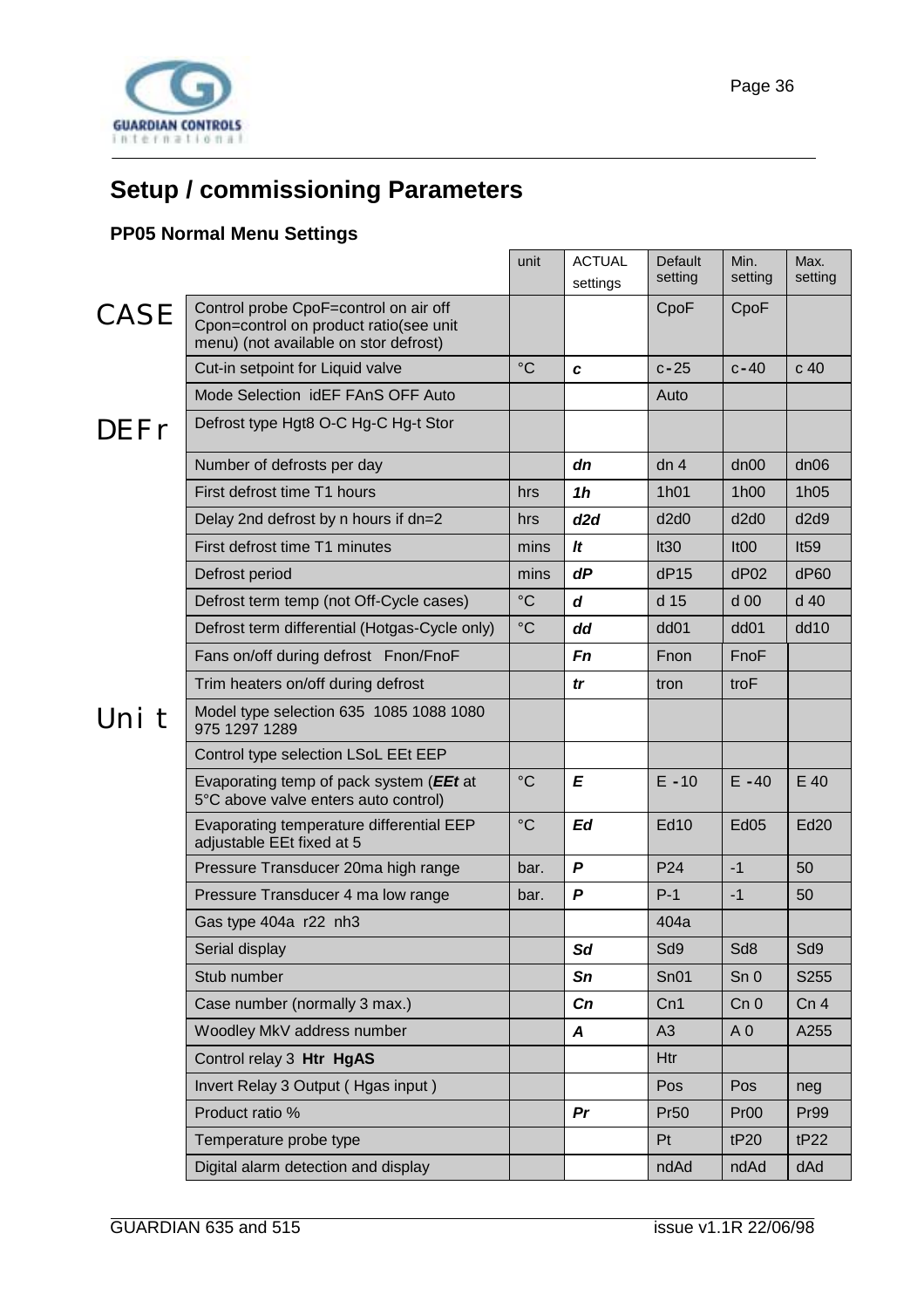## Setup / commissioning Parameters

### PP05 Normal Menu Settings

| | | unit | ACTUAL settings | Default setting | Min. setting | Max. setting |
|---|---|---|---|---|---|---|
| CASE | Control probe CpoF=control on air off Cpon=control on product ratio(see unit menu) (not available on stor defrost) | | | CpoF | CpoF | |
| | Cut-in setpoint for Liquid valve | °C | ***c*** | c-25 | c-40 | c 40 |
| | Mode Selection idEF FAnS OFF Auto | | | Auto | | |
| DEFr | Defrost type Hgt8 O-C Hg-C Hg-t Stor | | | | | |
| | Number of defrosts per day | | ***dn*** | dn 4 | dn00 | dn06 |
| | First defrost time T1 hours | hrs | ***1h*** | 1h01 | 1h00 | 1h05 |
| | Delay 2nd defrost by n hours if dn=2 | hrs | ***d2d*** | d2d0 | d2d0 | d2d9 |
| | First defrost time T1 minutes | mins | ***lt*** | lt30 | lt00 | lt59 |
| | Defrost period | mins | ***dP*** | dP15 | dP02 | dP60 |
| | Defrost term temp (not Off-Cycle cases) | °C | ***d*** | d 15 | d 00 | d 40 |
| | Defrost term differential (Hotgas-Cycle only) | °C | ***dd*** | dd01 | dd01 | dd10 |
| | Fans on/off during defrost Fnon/FnoF | | ***Fn*** | Fnon | FnoF | |
| | Trim heaters on/off during defrost | | ***tr*** | tron | troF | |
| Unit | Model type selection 635 1085 1088 1080 975 1297 1289 | | | | | |
| | Control type selection LSoL EEt EEP | | | | | |
| | Evaporating temp of pack system (***EEt*** at 5°C above valve enters auto control) | °C | ***E*** | E -10 | E -40 | E 40 |
| | Evaporating temperature differential EEP adjustable EEt fixed at 5 | °C | ***Ed*** | Ed10 | Ed05 | Ed20 |
| | Pressure Transducer 20ma high range | bar. | ***P*** | P24 | -1 | 50 |
| | Pressure Transducer 4 ma low range | bar. | ***P*** | P-1 | -1 | 50 |
| | Gas type 404a r22 nh3 | | | 404a | | |
| | Serial display | | ***Sd*** | Sd9 | Sd8 | Sd9 |
| | Stub number | | ***Sn*** | Sn01 | Sn 0 | S255 |
| | Case number (normally 3 max.) | | ***Cn*** | Cn1 | Cn 0 | Cn 4 |
| | Woodley MkV address number | | ***A*** | A3 | A 0 | A255 |
| | Control relay 3 **Htr HgAS** | | | Htr | | |
| | Invert Relay 3 Output ( Hgas input ) | | | Pos | Pos | neg |
| | Product ratio % | | ***Pr*** | Pr50 | Pr00 | Pr99 |
| | Temperature probe type | | | Pt | tP20 | tP22 |
| | Digital alarm detection and display | | | ndAd | ndAd | dAd |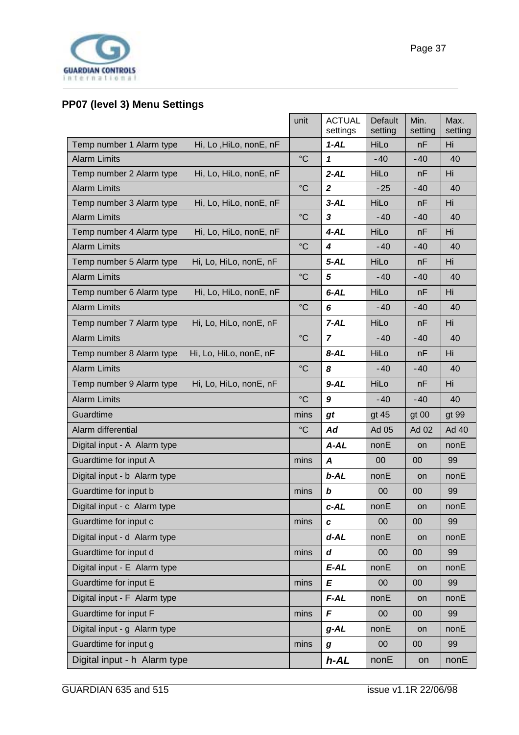## PP07 (level 3) Menu Settings

| | | unit | ACTUAL settings | Default setting | Min. setting | Max. setting |
|---|---|---|---|---|---|---|
| Temp number 1 Alarm type | Hi, Lo ,HiLo, nonE, nF | | ***1-AL*** | HiLo | nF | Hi |
| Alarm Limits | | °C | ***1*** | -40 | -40 | 40 |
| Temp number 2 Alarm type | Hi, Lo, HiLo, nonE, nF | | ***2-AL*** | HiLo | nF | Hi |
| Alarm Limits | | °C | ***2*** | -25 | -40 | 40 |
| Temp number 3 Alarm type | Hi, Lo, HiLo, nonE, nF | | ***3-AL*** | HiLo | nF | Hi |
| Alarm Limits | | °C | ***3*** | -40 | -40 | 40 |
| Temp number 4 Alarm type | Hi, Lo, HiLo, nonE, nF | | ***4-AL*** | HiLo | nF | Hi |
| Alarm Limits | | °C | ***4*** | -40 | -40 | 40 |
| Temp number 5 Alarm type | Hi, Lo, HiLo, nonE, nF | | ***5-AL*** | HiLo | nF | Hi |
| Alarm Limits | | °C | ***5*** | -40 | -40 | 40 |
| Temp number 6 Alarm type | Hi, Lo, HiLo, nonE, nF | | ***6-AL*** | HiLo | nF | Hi |
| Alarm Limits | | °C | ***6*** | -40 | -40 | 40 |
| Temp number 7 Alarm type | Hi, Lo, HiLo, nonE, nF | | ***7-AL*** | HiLo | nF | Hi |
| Alarm Limits | | °C | ***7*** | -40 | -40 | 40 |
| Temp number 8 Alarm type | Hi, Lo, HiLo, nonE, nF | | ***8-AL*** | HiLo | nF | Hi |
| Alarm Limits | | °C | ***8*** | -40 | -40 | 40 |
| Temp number 9 Alarm type | Hi, Lo, HiLo, nonE, nF | | ***9-AL*** | HiLo | nF | Hi |
| Alarm Limits | | °C | ***9*** | -40 | -40 | 40 |
| Guardtime | | mins | ***gt*** | gt 45 | gt 00 | gt 99 |
| Alarm differential | | °C | ***Ad*** | Ad 05 | Ad 02 | Ad 40 |
| Digital input - A Alarm type | | | ***A-AL*** | nonE | on | nonE |
| Guardtime for input A | | mins | ***A*** | 00 | 00 | 99 |
| Digital input - b Alarm type | | | ***b-AL*** | nonE | on | nonE |
| Guardtime for input b | | mins | ***b*** | 00 | 00 | 99 |
| Digital input - c Alarm type | | | ***c-AL*** | nonE | on | nonE |
| Guardtime for input c | | mins | ***c*** | 00 | 00 | 99 |
| Digital input - d Alarm type | | | ***d-AL*** | nonE | on | nonE |
| Guardtime for input d | | mins | ***d*** | 00 | 00 | 99 |
| Digital input - E Alarm type | | | ***E-AL*** | nonE | on | nonE |
| Guardtime for input E | | mins | ***E*** | 00 | 00 | 99 |
| Digital input - F Alarm type | | | ***F-AL*** | nonE | on | nonE |
| Guardtime for input F | | mins | ***F*** | 00 | 00 | 99 |
| Digital input - g Alarm type | | | ***g-AL*** | nonE | on | nonE |
| Guardtime for input g | | mins | ***g*** | 00 | 00 | 99 |
| Digital input - h Alarm type | | | ***h-AL*** | nonE | on | nonE |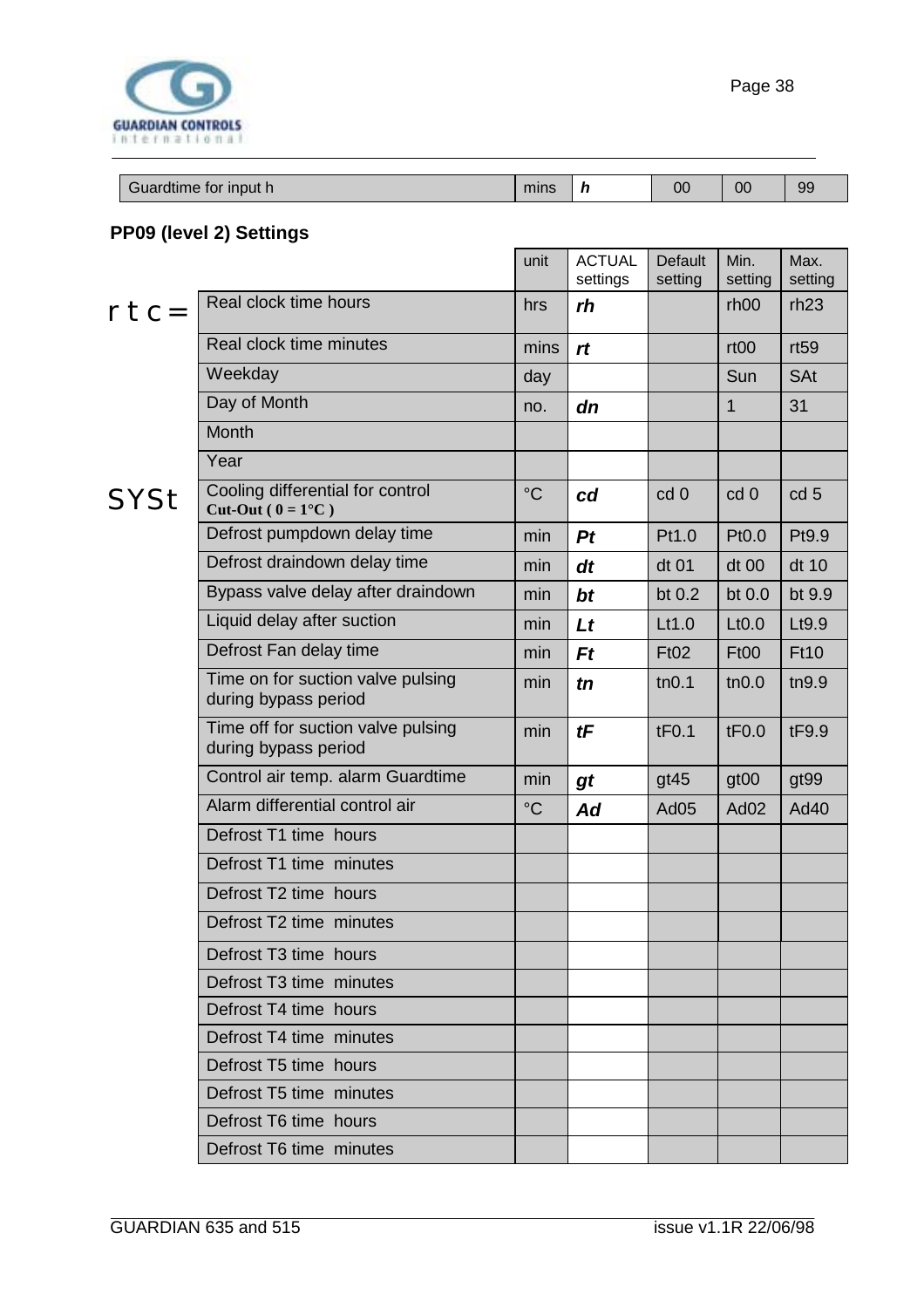| Guardtime for input h | mins | ***h*** | 00 | 00 | 99 |
|---|---|---|---|---|---|

**PP09 (level 2) Settings**

| | | unit | ACTUAL settings | Default setting | Min. setting | Max. setting |
|---|---|---|---|---|---|---|
| rtc= | Real clock time hours | hrs | ***rh*** | | rh00 | rh23 |
| | Real clock time minutes | mins | ***rt*** | | rt00 | rt59 |
| | Weekday | day | | | Sun | SAt |
| | Day of Month | no. | ***dn*** | | 1 | 31 |
| | Month | | | | | |
| | Year | | | | | |
| SYSt | Cooling differential for control **Cut-Out ( 0 = 1°C )** | °C | ***cd*** | cd 0 | cd 0 | cd 5 |
| | Defrost pumpdown delay time | min | ***Pt*** | Pt1.0 | Pt0.0 | Pt9.9 |
| | Defrost draindown delay time | min | ***dt*** | dt 01 | dt 00 | dt 10 |
| | Bypass valve delay after draindown | min | ***bt*** | bt 0.2 | bt 0.0 | bt 9.9 |
| | Liquid delay after suction | min | ***Lt*** | Lt1.0 | Lt0.0 | Lt9.9 |
| | Defrost Fan delay time | min | ***Ft*** | Ft02 | Ft00 | Ft10 |
| | Time on for suction valve pulsing during bypass period | min | ***tn*** | tn0.1 | tn0.0 | tn9.9 |
| | Time off for suction valve pulsing during bypass period | min | ***tF*** | tF0.1 | tF0.0 | tF9.9 |
| | Control air temp. alarm Guardtime | min | ***gt*** | gt45 | gt00 | gt99 |
| | Alarm differential control air | °C | ***Ad*** | Ad05 | Ad02 | Ad40 |
| | Defrost T1 time hours | | | | | |
| | Defrost T1 time minutes | | | | | |
| | Defrost T2 time hours | | | | | |
| | Defrost T2 time minutes | | | | | |
| | Defrost T3 time hours | | | | | |
| | Defrost T3 time minutes | | | | | |
| | Defrost T4 time hours | | | | | |
| | Defrost T4 time minutes | | | | | |
| | Defrost T5 time hours | | | | | |
| | Defrost T5 time minutes | | | | | |
| | Defrost T6 time hours | | | | | |
| | Defrost T6 time minutes | | | | | |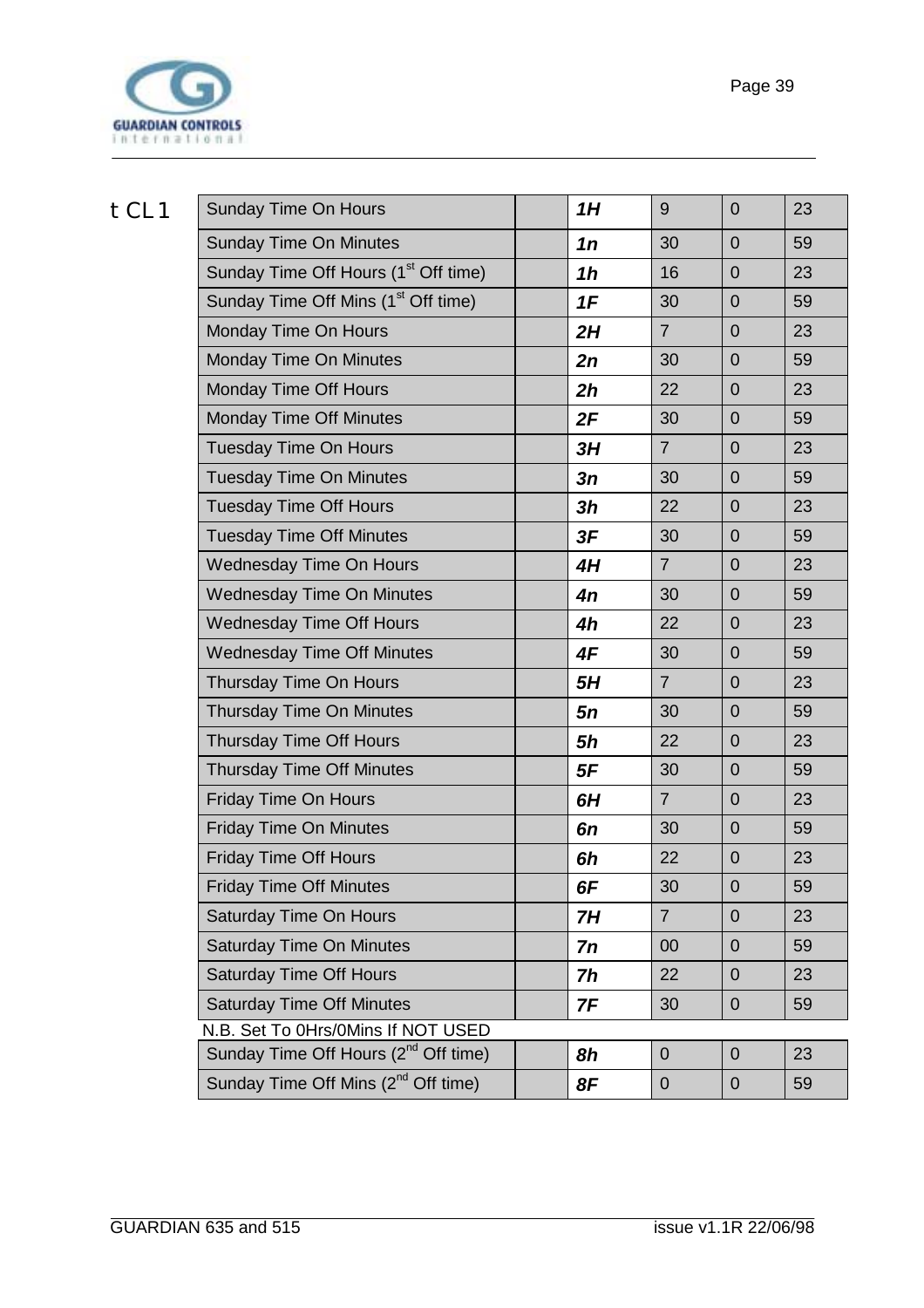**t CL1**

| Parameter | | Code | Default | Min | Max |
|---|---|---|---|---|---|
| Sunday Time On Hours | | ***1H*** | 9 | 0 | 23 |
| Sunday Time On Minutes | | ***1n*** | 30 | 0 | 59 |
| Sunday Time Off Hours (1st Off time) | | ***1h*** | 16 | 0 | 23 |
| Sunday Time Off Mins (1st Off time) | | ***1F*** | 30 | 0 | 59 |
| Monday Time On Hours | | ***2H*** | 7 | 0 | 23 |
| Monday Time On Minutes | | ***2n*** | 30 | 0 | 59 |
| Monday Time Off Hours | | ***2h*** | 22 | 0 | 23 |
| Monday Time Off Minutes | | ***2F*** | 30 | 0 | 59 |
| Tuesday Time On Hours | | ***3H*** | 7 | 0 | 23 |
| Tuesday Time On Minutes | | ***3n*** | 30 | 0 | 59 |
| Tuesday Time Off Hours | | ***3h*** | 22 | 0 | 23 |
| Tuesday Time Off Minutes | | ***3F*** | 30 | 0 | 59 |
| Wednesday Time On Hours | | ***4H*** | 7 | 0 | 23 |
| Wednesday Time On Minutes | | ***4n*** | 30 | 0 | 59 |
| Wednesday Time Off Hours | | ***4h*** | 22 | 0 | 23 |
| Wednesday Time Off Minutes | | ***4F*** | 30 | 0 | 59 |
| Thursday Time On Hours | | ***5H*** | 7 | 0 | 23 |
| Thursday Time On Minutes | | ***5n*** | 30 | 0 | 59 |
| Thursday Time Off Hours | | ***5h*** | 22 | 0 | 23 |
| Thursday Time Off Minutes | | ***5F*** | 30 | 0 | 59 |
| Friday Time On Hours | | ***6H*** | 7 | 0 | 23 |
| Friday Time On Minutes | | ***6n*** | 30 | 0 | 59 |
| Friday Time Off Hours | | ***6h*** | 22 | 0 | 23 |
| Friday Time Off Minutes | | ***6F*** | 30 | 0 | 59 |
| Saturday Time On Hours | | ***7H*** | 7 | 0 | 23 |
| Saturday Time On Minutes | | ***7n*** | 00 | 0 | 59 |
| Saturday Time Off Hours | | ***7h*** | 22 | 0 | 23 |
| Saturday Time Off Minutes | | ***7F*** | 30 | 0 | 59 |
| N.B. Set To 0Hrs/0Mins If NOT USED | | | | | |
| Sunday Time Off Hours (2nd Off time) | | ***8h*** | 0 | 0 | 23 |
| Sunday Time Off Mins (2nd Off time) | | ***8F*** | 0 | 0 | 59 |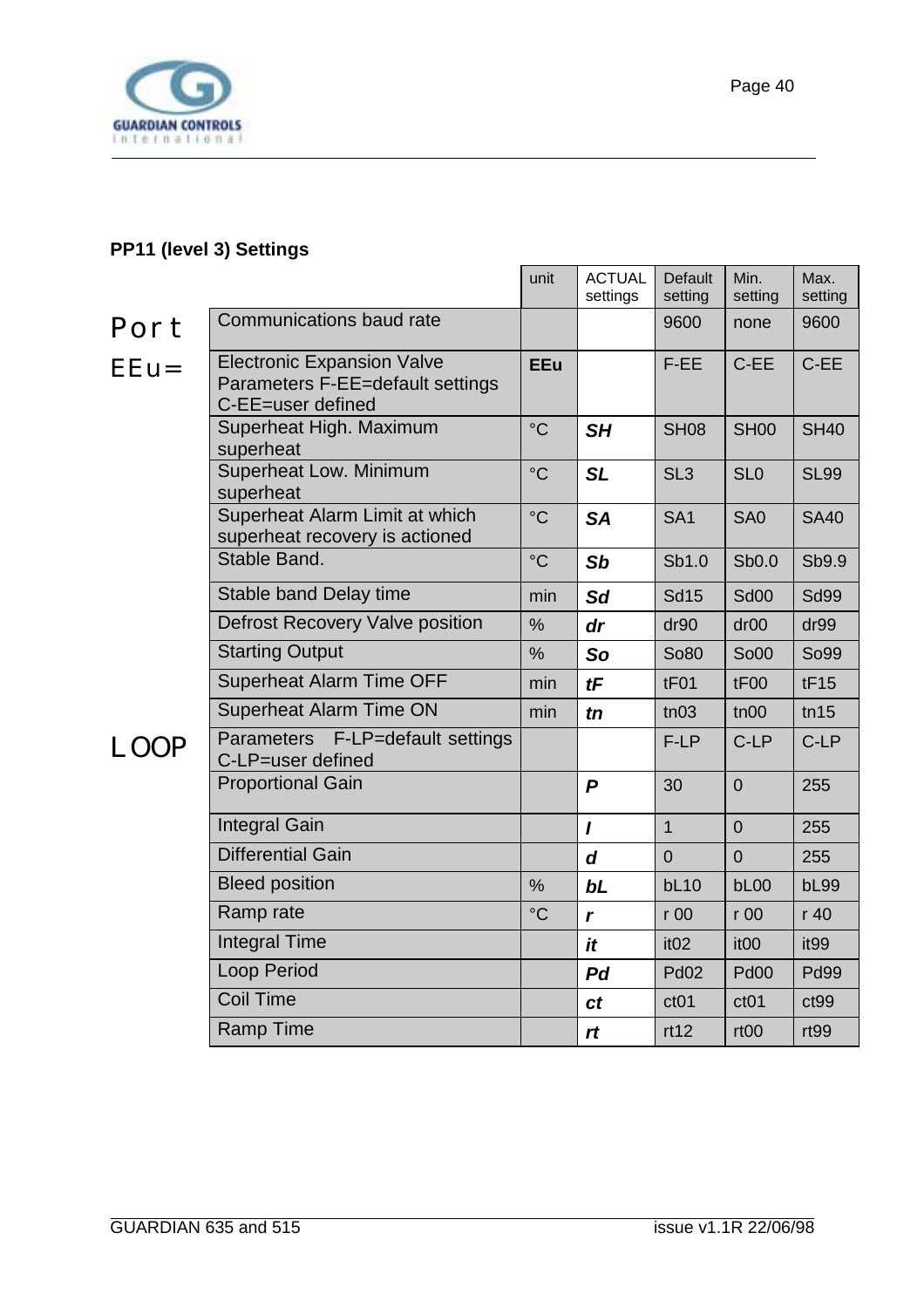## PP11 (level 3) Settings

| | | unit | ACTUAL settings | Default setting | Min. setting | Max. setting |
|---|---|---|---|---|---|---|
| Port | Communications baud rate | | | 9600 | none | 9600 |
| EEu= | Electronic Expansion Valve Parameters F-EE=default settings C-EE=user defined | **EEu** | | F-EE | C-EE | C-EE |
| | Superheat High. Maximum superheat | °C | ***SH*** | SH08 | SH00 | SH40 |
| | Superheat Low. Minimum superheat | °C | ***SL*** | SL3 | SL0 | SL99 |
| | Superheat Alarm Limit at which superheat recovery is actioned | °C | ***SA*** | SA1 | SA0 | SA40 |
| | Stable Band. | °C | ***Sb*** | Sb1.0 | Sb0.0 | Sb9.9 |
| | Stable band Delay time | min | ***Sd*** | Sd15 | Sd00 | Sd99 |
| | Defrost Recovery Valve position | % | ***dr*** | dr90 | dr00 | dr99 |
| | Starting Output | % | ***So*** | So80 | So00 | So99 |
| | Superheat Alarm Time OFF | min | ***tF*** | tF01 | tF00 | tF15 |
| | Superheat Alarm Time ON | min | ***tn*** | tn03 | tn00 | tn15 |
| LOOP | Parameters F-LP=default settings C-LP=user defined | | | F-LP | C-LP | C-LP |
| | Proportional Gain | | ***P*** | 30 | 0 | 255 |
| | Integral Gain | | ***I*** | 1 | 0 | 255 |
| | Differential Gain | | ***d*** | 0 | 0 | 255 |
| | Bleed position | % | ***bL*** | bL10 | bL00 | bL99 |
| | Ramp rate | °C | ***r*** | r 00 | r 00 | r 40 |
| | Integral Time | | ***it*** | it02 | it00 | it99 |
| | Loop Period | | ***Pd*** | Pd02 | Pd00 | Pd99 |
| | Coil Time | | ***ct*** | ct01 | ct01 | ct99 |
| | Ramp Time | | ***rt*** | rt12 | rt00 | rt99 |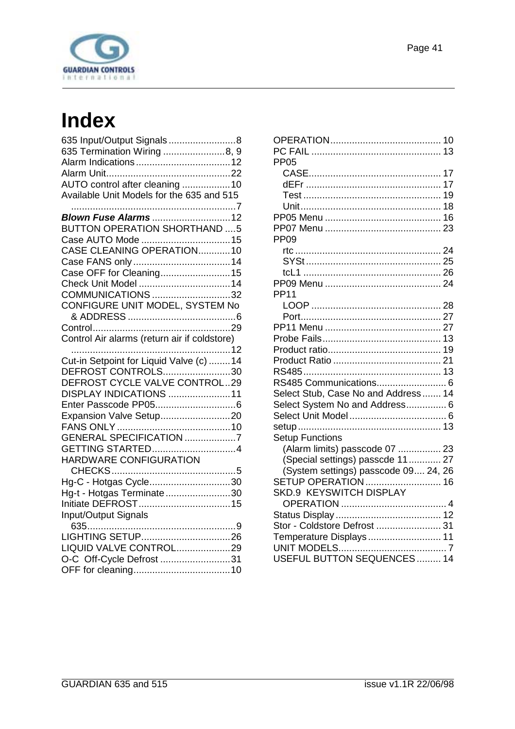# Index

635 Input/Output Signals ......................... 8
635 Termination Wiring ....................... 8, 9
Alarm Indications ................................... 12
Alarm Unit.............................................. 22
AUTO control after cleaning .................. 10
Available Unit Models for the 635 and 515 ............................................................. 7
***Blown Fuse Alarms*** ............................. 12
BUTTON OPERATION SHORTHAND .... 5
Case AUTO Mode ................................. 15
CASE CLEANING OPERATION............ 10
Case FANS only .................................... 14
Case OFF for Cleaning.......................... 15
Check Unit Model .................................. 14
COMMUNICATIONS ............................. 32
CONFIGURE UNIT MODEL, SYSTEM No & ADDRESS ........................................ 6
Control................................................... 29
Control Air alarms (return air if coldstore) ........................................................... 12
Cut-in Setpoint for Liquid Valve (c) ........ 14
DEFROST CONTROLS......................... 30
DEFROST CYCLE VALVE CONTROL .. 29
DISPLAY INDICATIONS ....................... 11
Enter Passcode PP05.............................. 6
Expansion Valve Setup.......................... 20
FANS ONLY .......................................... 10
GENERAL SPECIFICATION ................... 7
GETTING STARTED............................... 4
HARDWARE CONFIGURATION CHECKS.............................................. 5
Hg-C - Hotgas Cycle.............................. 30
Hg-t - Hotgas Terminate ........................ 30
Initiate DEFROST.................................. 15
Input/Output Signals
    635....................................................... 9
LIGHTING SETUP................................. 26
LIQUID VALVE CONTROL.................... 29
O-C  Off-Cycle Defrost .......................... 31
OFF for cleaning.................................... 10
OPERATION......................................... 10
PC FAIL ................................................ 13
PP05
    CASE................................................. 17
    dEFr .................................................. 17
    Test ................................................... 19
    Unit.................................................... 18
PP05 Menu ........................................... 16
PP07 Menu ........................................... 23
PP09
    rtc ...................................................... 24
    SYSt .................................................. 25
    tcL1 ................................................... 26
PP09 Menu ........................................... 24
PP11
    LOOP ................................................ 28
    Port.................................................... 27
PP11 Menu ........................................... 27
Probe Fails............................................ 13
Product ratio.......................................... 19
Product Ratio ........................................ 21
RS485................................................... 13
RS485 Communications.......................... 6
Select Stub, Case No and Address ....... 14
Select System No and Address............... 6
Select Unit Model .................................... 6
setup..................................................... 13
Setup Functions
    (Alarm limits) passcode 07 ................ 23
    (Special settings) passcde 11............ 27
    (System settings) passcode 09.... 24, 26
SETUP OPERATION ............................ 16
SKD.9  KEYSWITCH DISPLAY OPERATION ....................................... 4
Status Display ....................................... 12
Stor - Coldstore Defrost ........................ 31
Temperature Displays ........................... 11
UNIT MODELS........................................ 7
USEFUL BUTTON SEQUENCES ......... 14